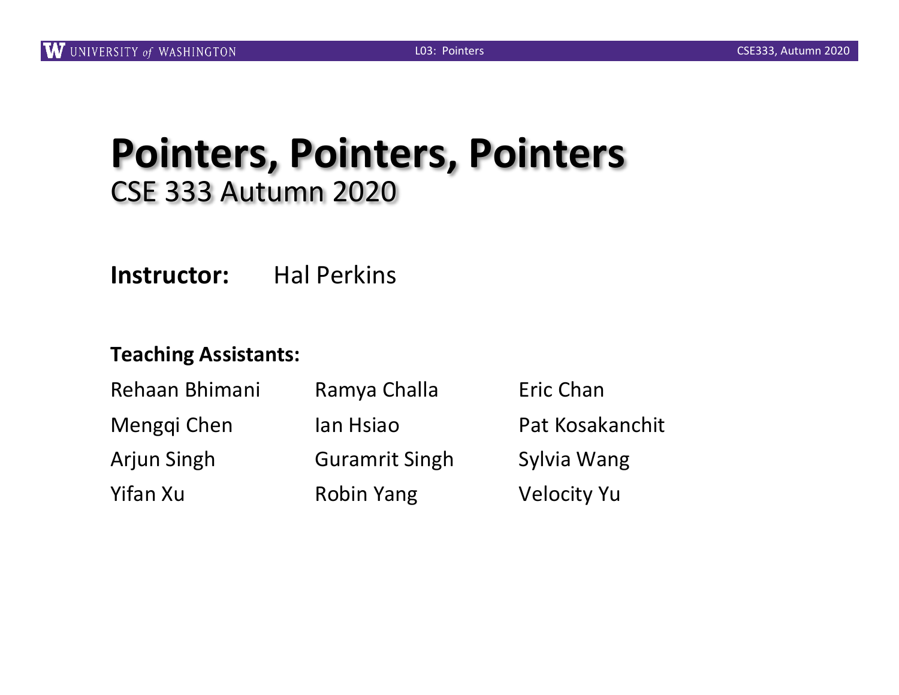# Pointers, Pointers, Pointers

CSE 333 Autumn 2020

**Instructor:** Hal Perkins

**Teaching Assistants:**

| | | |
|---|---|---|
| Rehaan Bhimani | Ramya Challa | Eric Chan |
| Mengqi Chen | Ian Hsiao | Pat Kosakanchit |
| Arjun Singh | Guramrit Singh | Sylvia Wang |
| Yifan Xu | Robin Yang | Velocity Yu |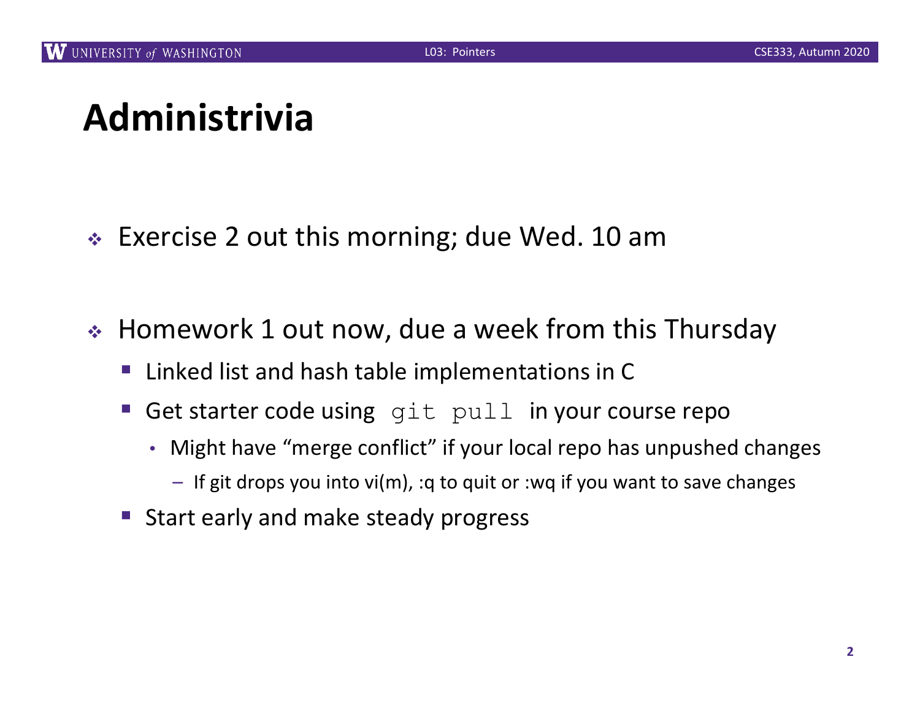# Administrivia

- Exercise 2 out this morning; due Wed. 10 am
- Homework 1 out now, due a week from this Thursday
  - Linked list and hash table implementations in C
  - Get starter code using `git pull` in your course repo
    - Might have "merge conflict" if your local repo has unpushed changes
      - If git drops you into vi(m), :q to quit or :wq if you want to save changes
  - Start early and make steady progress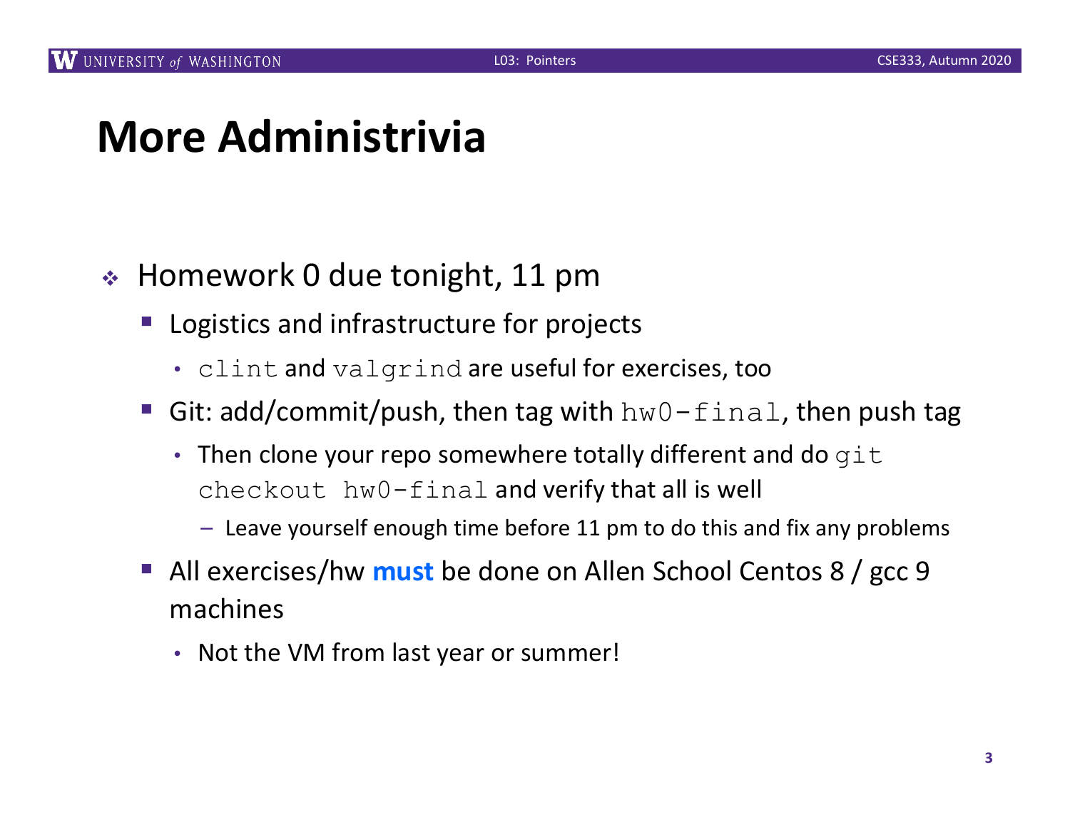# More Administrivia

- Homework 0 due tonight, 11 pm
  - Logistics and infrastructure for projects
    - `clint` and `valgrind` are useful for exercises, too
  - Git: add/commit/push, then tag with `hw0-final`, then push tag
    - Then clone your repo somewhere totally different and do `git checkout hw0-final` and verify that all is well
      - Leave yourself enough time before 11 pm to do this and fix any problems
  - All exercises/hw **must** be done on Allen School Centos 8 / gcc 9 machines
    - Not the VM from last year or summer!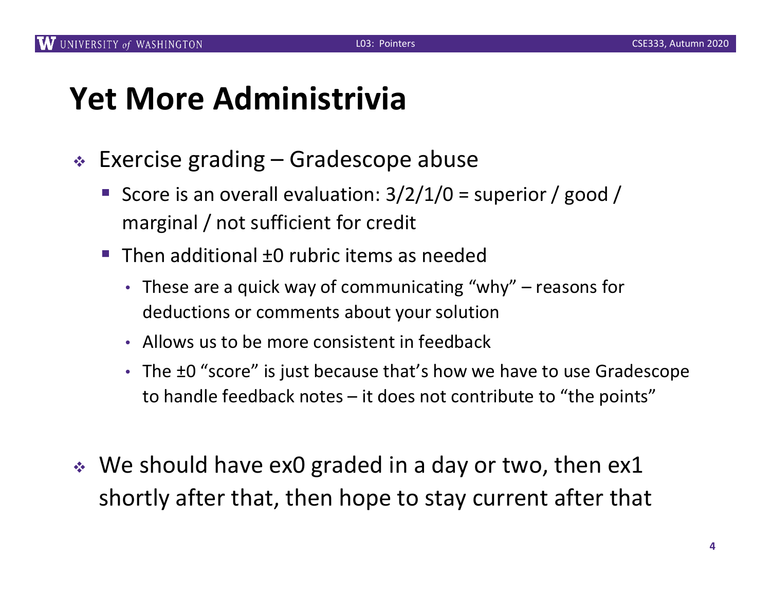# Yet More Administrivia

- Exercise grading – Gradescope abuse
  - Score is an overall evaluation: 3/2/1/0 = superior / good / marginal / not sufficient for credit
  - Then additional ±0 rubric items as needed
    - These are a quick way of communicating "why" – reasons for deductions or comments about your solution
    - Allows us to be more consistent in feedback
    - The ±0 "score" is just because that's how we have to use Gradescope to handle feedback notes – it does not contribute to "the points"

- We should have ex0 graded in a day or two, then ex1 shortly after that, then hope to stay current after that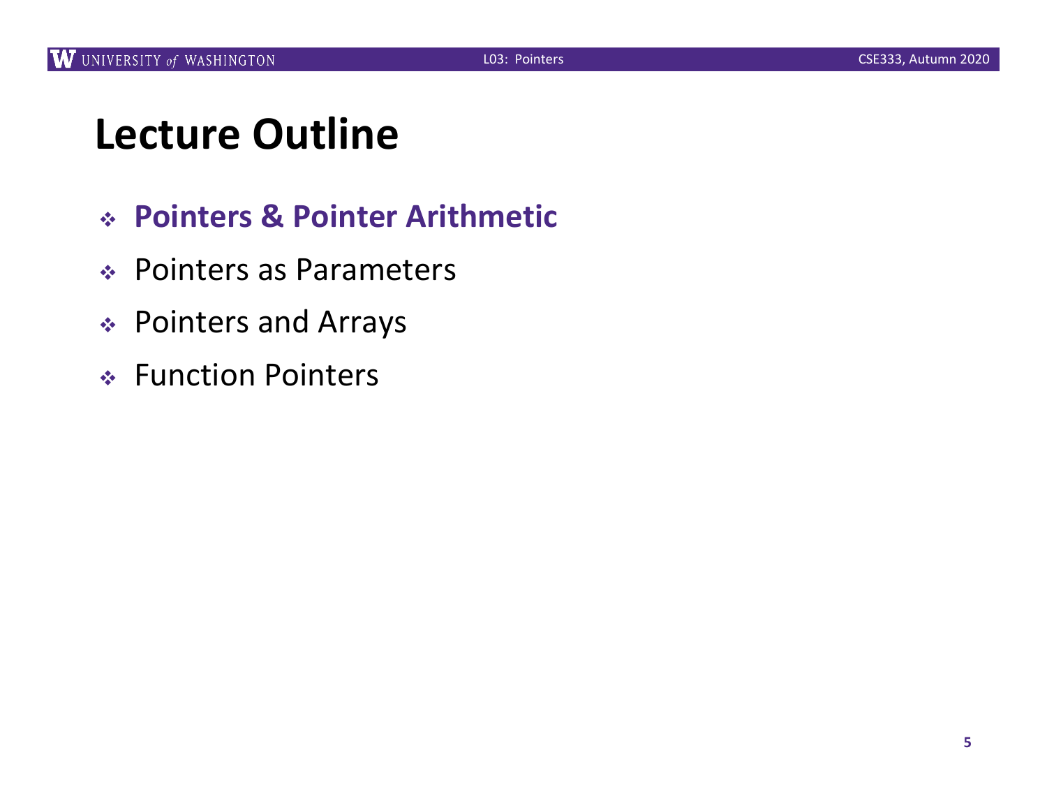# Lecture Outline

- **Pointers & Pointer Arithmetic**
- Pointers as Parameters
- Pointers and Arrays
- Function Pointers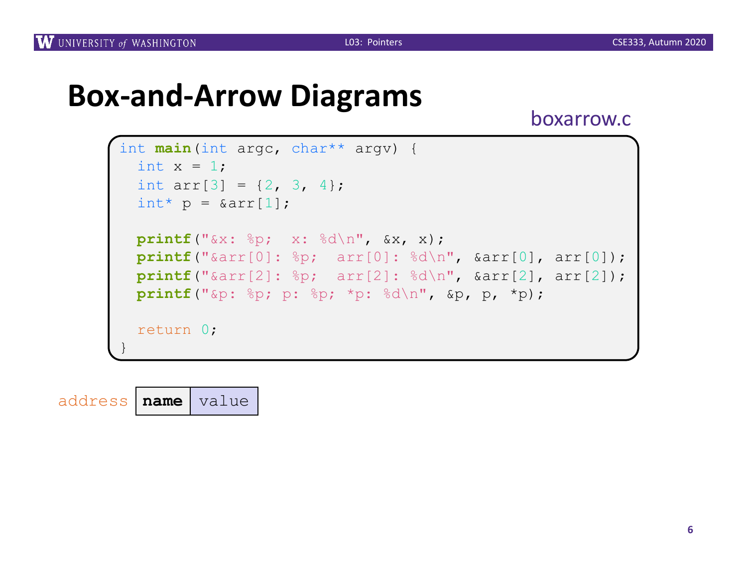# Box-and-Arrow Diagrams

boxarrow.c

```
int main(int argc, char** argv) {
  int x = 1;
  int arr[3] = {2, 3, 4};
  int* p = &arr[1];

  printf("&x: %p;  x: %d\n", &x, x);
  printf("&arr[0]: %p;  arr[0]: %d\n", &arr[0], arr[0]);
  printf("&arr[2]: %p;  arr[2]: %d\n", &arr[2], arr[2]);
  printf("&p: %p; p: %p; *p: %d\n", &p, p, *p);

  return 0;
}
```

| address | **name** | value |
|---|---|---|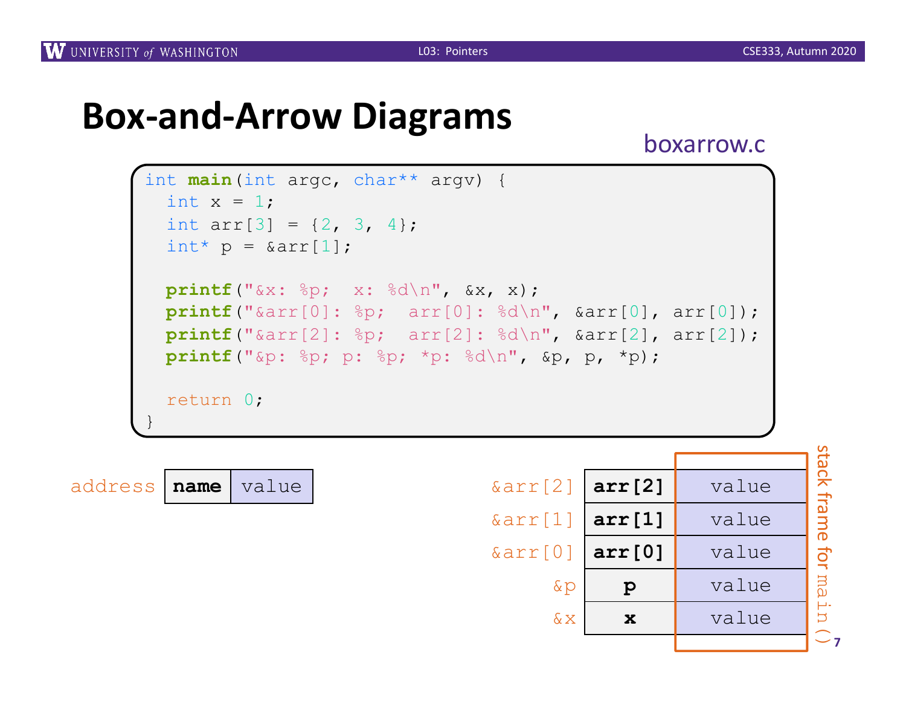# Box-and-Arrow Diagrams

boxarrow.c

```c
int main(int argc, char** argv) {
  int x = 1;
  int arr[3] = {2, 3, 4};
  int* p = &arr[1];

  printf("&x: %p;  x: %d\n", &x, x);
  printf("&arr[0]: %p;  arr[0]: %d\n", &arr[0], arr[0]);
  printf("&arr[2]: %p;  arr[2]: %d\n", &arr[2], arr[2]);
  printf("&p: %p; p: %p; *p: %d\n", &p, p, *p);

  return 0;
}
```

| address | name | value |
|---|---|---|

stack frame for `main()`

| address | name | value |
|---|---|---|
| &arr[2] | **arr[2]** | value |
| &arr[1] | **arr[1]** | value |
| &arr[0] | **arr[0]** | value |
| &p | **p** | value |
| &x | **x** | value |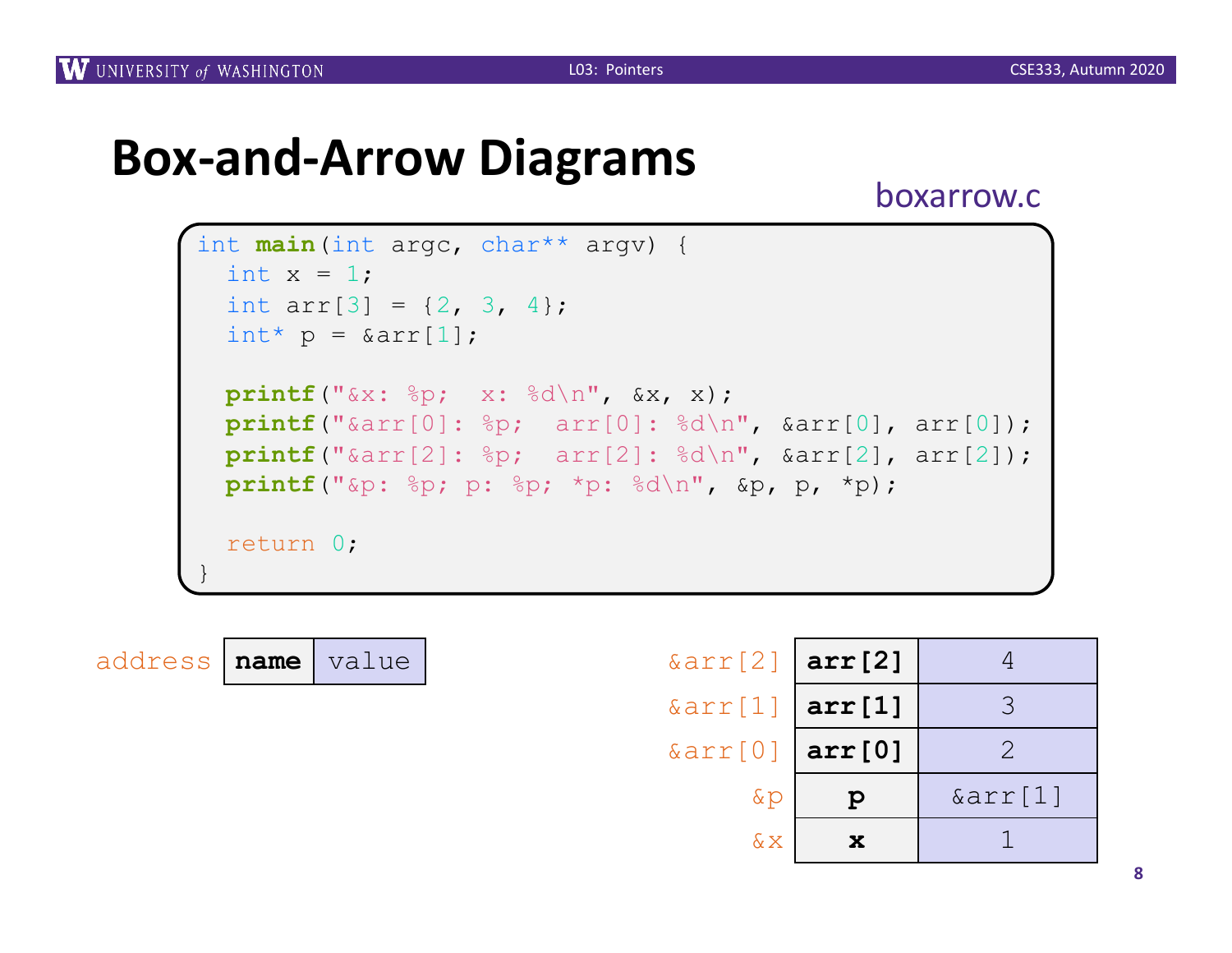# Box-and-Arrow Diagrams

boxarrow.c

```c
int main(int argc, char** argv) {
  int x = 1;
  int arr[3] = {2, 3, 4};
  int* p = &arr[1];

  printf("&x: %p;  x: %d\n", &x, x);
  printf("&arr[0]: %p;  arr[0]: %d\n", &arr[0], arr[0]);
  printf("&arr[2]: %p;  arr[2]: %d\n", &arr[2], arr[2]);
  printf("&p: %p; p: %p; *p: %d\n", &p, p, *p);

  return 0;
}
```

| address | name | value |
|---|---|---|

| address | name | value |
|---|---|---|
| &arr[2] | **arr[2]** | 4 |
| &arr[1] | **arr[1]** | 3 |
| &arr[0] | **arr[0]** | 2 |
| &p | **p** | &arr[1] |
| &x | **x** | 1 |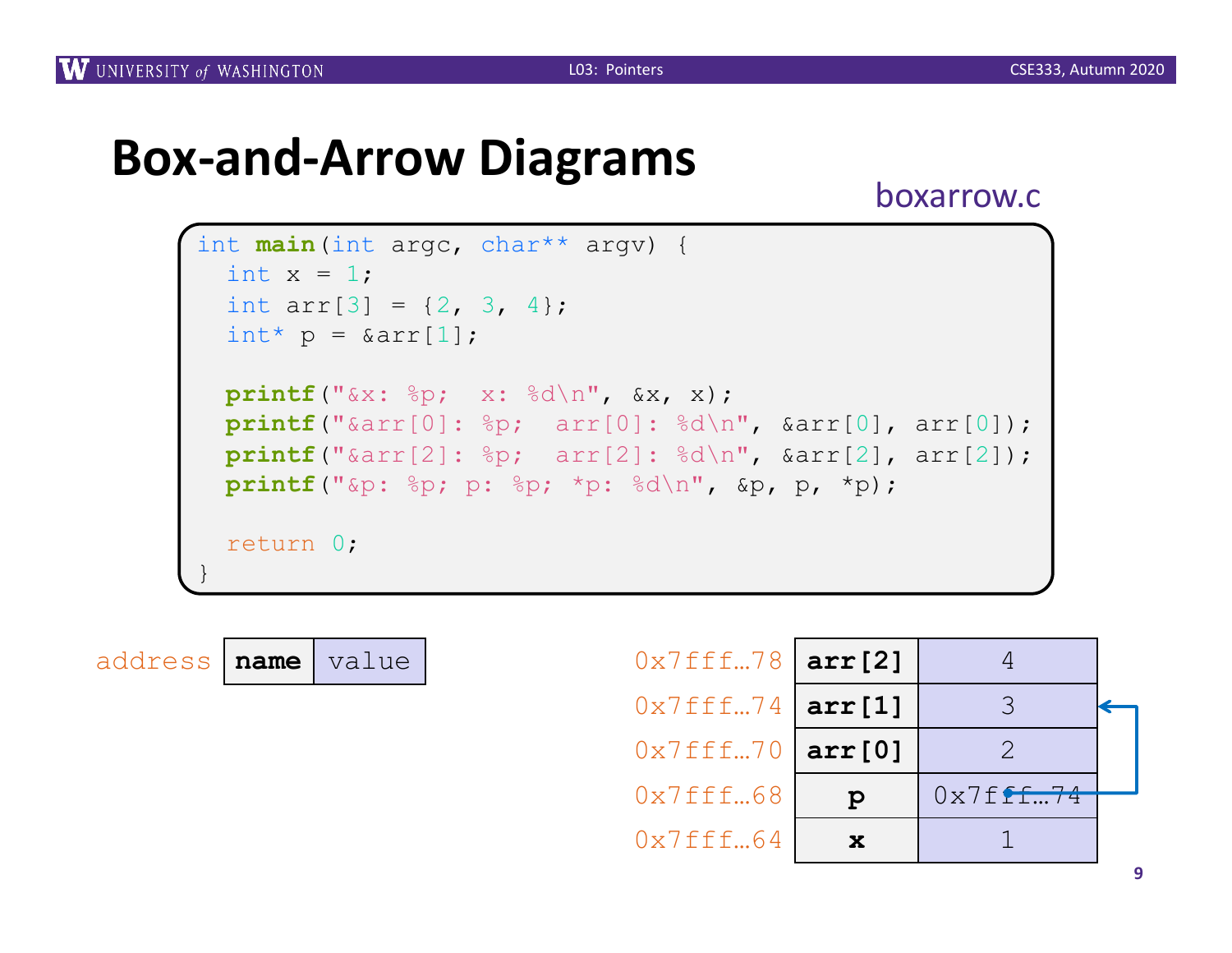# Box-and-Arrow Diagrams

boxarrow.c

```
int main(int argc, char** argv) {
  int x = 1;
  int arr[3] = {2, 3, 4};
  int* p = &arr[1];

  printf("&x: %p;  x: %d\n", &x, x);
  printf("&arr[0]: %p;  arr[0]: %d\n", &arr[0], arr[0]);
  printf("&arr[2]: %p;  arr[2]: %d\n", &arr[2], arr[2]);
  printf("&p: %p; p: %p; *p: %d\n", &p, p, *p);

  return 0;
}
```

| address | **name** | value |
|---|---|---|

| address | name | value |
|---|---|---|
| 0x7fff…78 | **arr[2]** | 4 |
| 0x7fff…74 | **arr[1]** | 3 |
| 0x7fff…70 | **arr[0]** | 2 |
| 0x7fff…68 | **p** | 0x7fff…74 |
| 0x7fff…64 | **x** | 1 |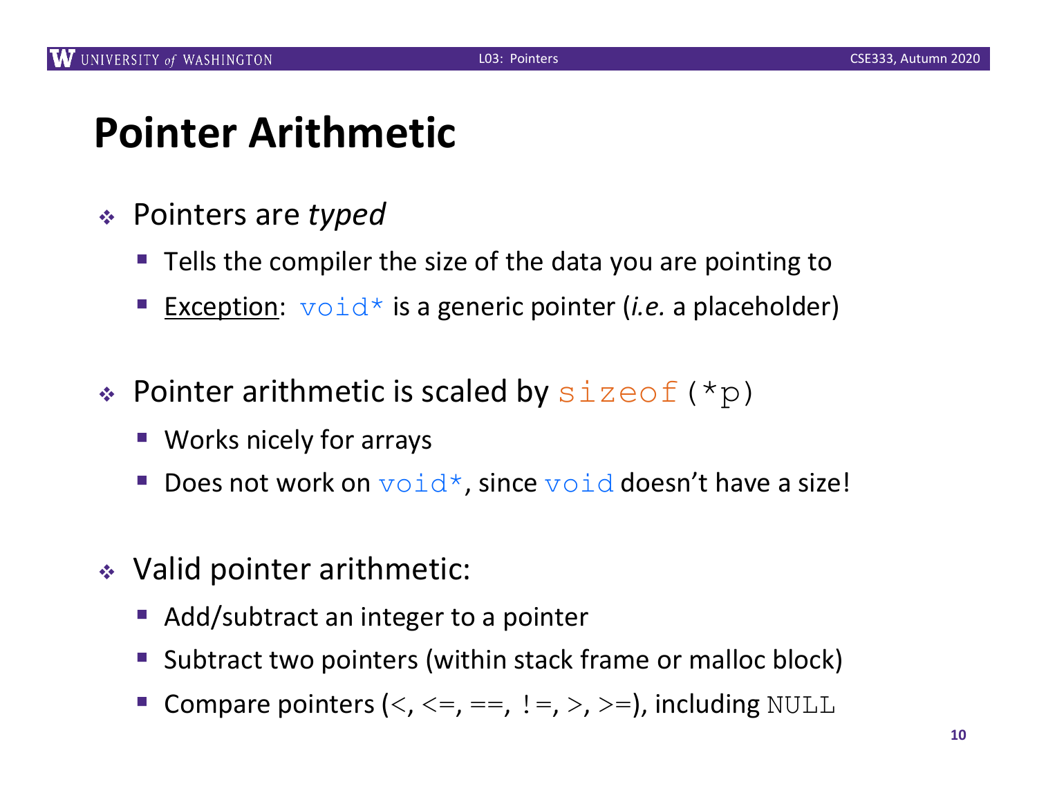# Pointer Arithmetic

- Pointers are *typed*
  - Tells the compiler the size of the data you are pointing to
  - <u>Exception</u>: `void*` is a generic pointer (*i.e.* a placeholder)

- Pointer arithmetic is scaled by `sizeof(*p)`
  - Works nicely for arrays
  - Does not work on `void*`, since `void` doesn't have a size!

- Valid pointer arithmetic:
  - Add/subtract an integer to a pointer
  - Subtract two pointers (within stack frame or malloc block)
  - Compare pointers (<, <=, ==, !=, >, >=), including `NULL`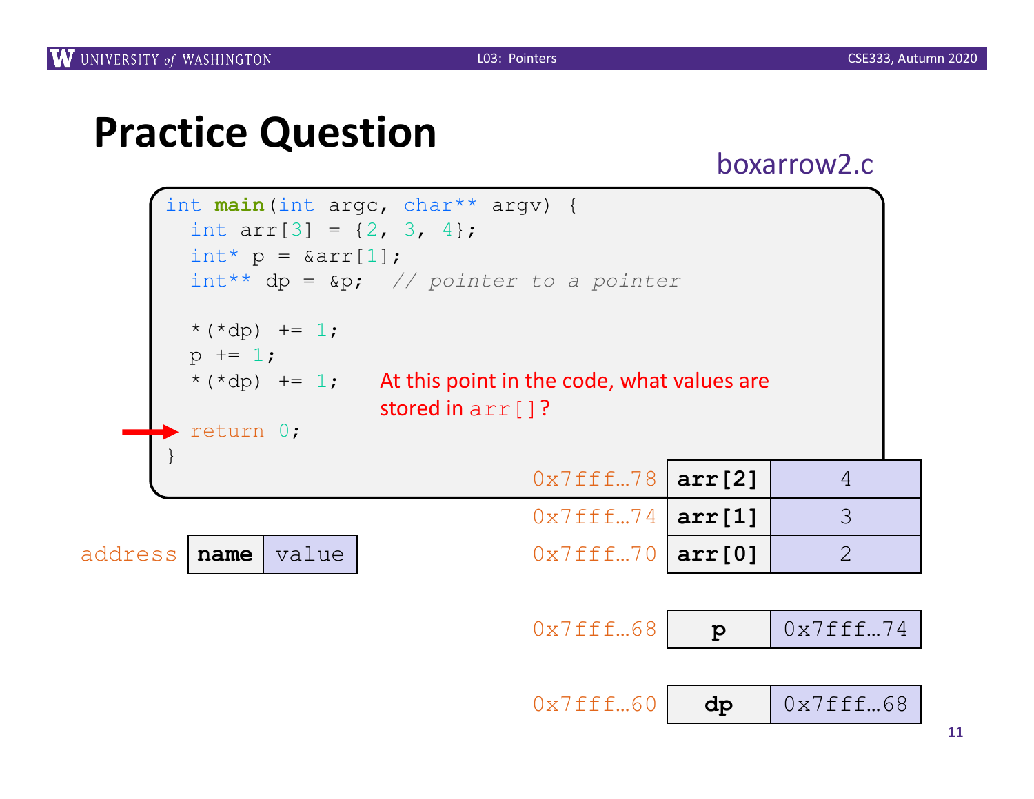# Practice Question

boxarrow2.c

```
int main(int argc, char** argv) {
  int arr[3] = {2, 3, 4};
  int* p = &arr[1];
  int** dp = &p;  // pointer to a pointer

  *(*dp) += 1;
  p += 1;
  *(*dp) += 1;

  return 0;
}
```

At this point in the code (at `return 0;`), what values are stored in `arr[]`?

| address | name | value |
|---|---|---|
| 0x7fff…78 | arr[2] | 4 |
| 0x7fff…74 | arr[1] | 3 |
| 0x7fff…70 | arr[0] | 2 |
| 0x7fff…68 | p | 0x7fff…74 |
| 0x7fff…60 | dp | 0x7fff…68 |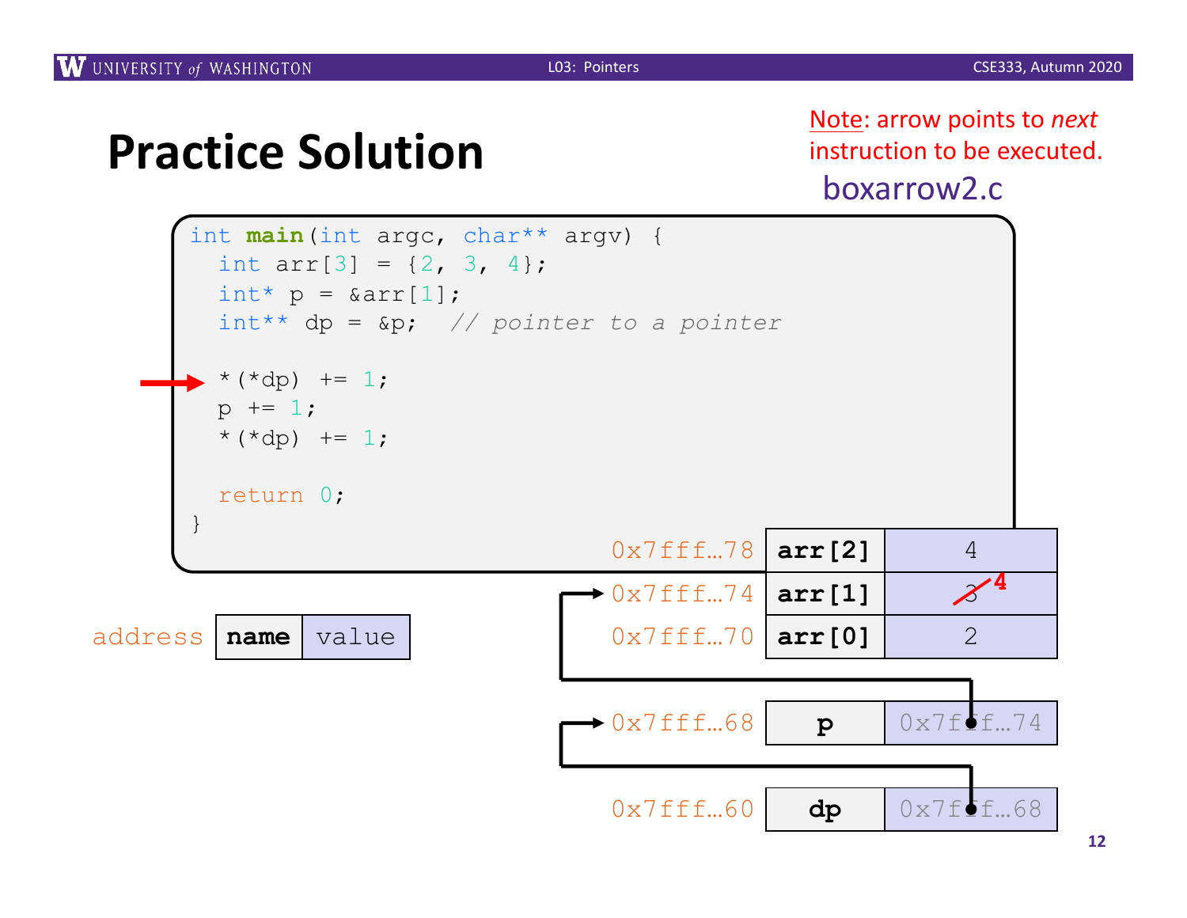# Practice Solution

Note: arrow points to *next* instruction to be executed.

boxarrow2.c

```c
int main(int argc, char** argv) {
  int arr[3] = {2, 3, 4};
  int* p = &arr[1];
  int** dp = &p;  // pointer to a pointer

→ *(*dp) += 1;
  p += 1;
  *(*dp) += 1;

  return 0;
}
```

| address | name | value |
|---|---|---|
| 0x7fff…78 | arr[2] | 4 |
| 0x7fff…74 | arr[1] | ~~3~~ 4 |
| 0x7fff…70 | arr[0] | 2 |
| 0x7fff…68 | p | 0x7fff…74 |
| 0x7fff…60 | dp | 0x7fff…68 |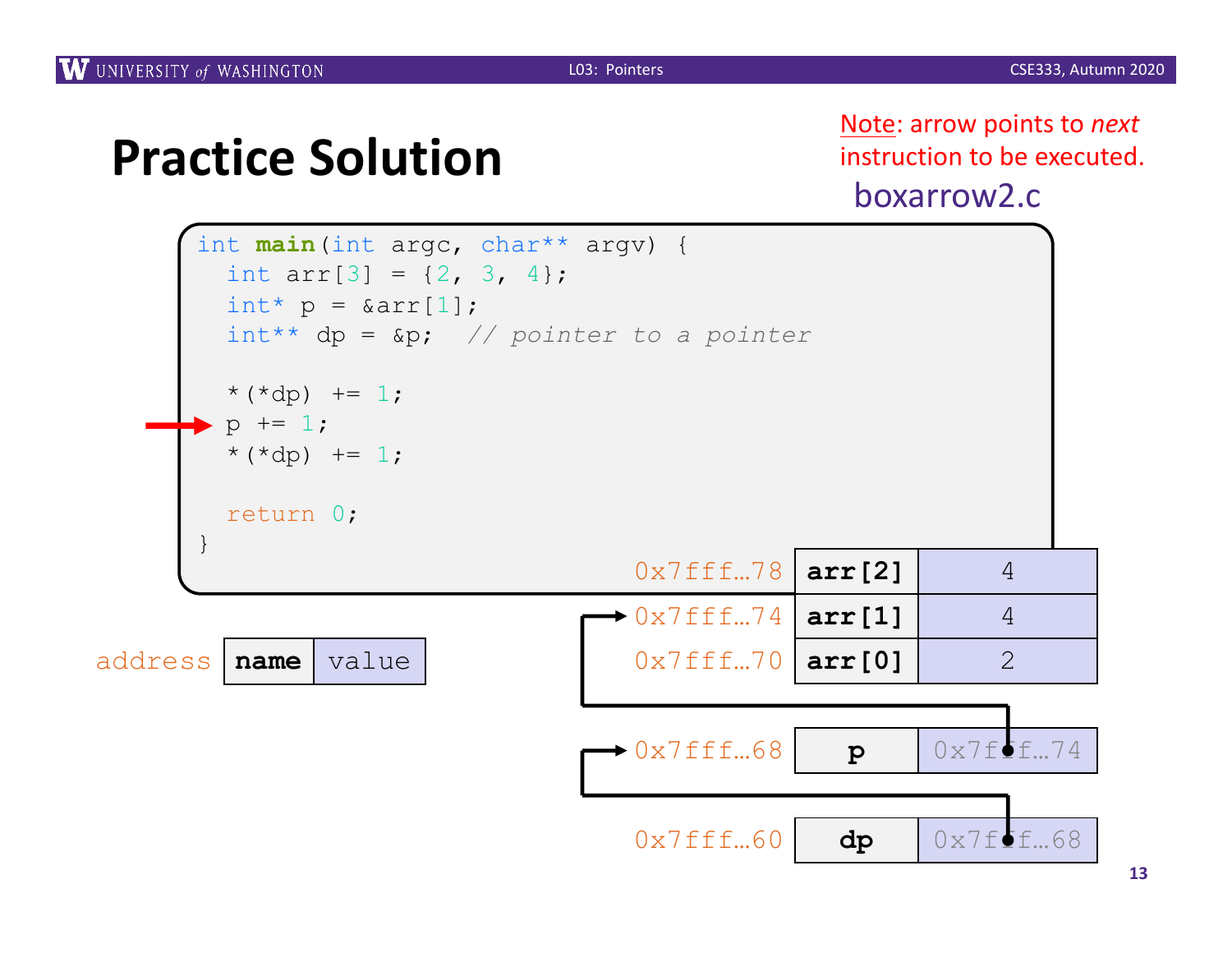# Practice Solution

Note: arrow points to *next* instruction to be executed.

boxarrow2.c

```c
int main(int argc, char** argv) {
  int arr[3] = {2, 3, 4};
  int* p = &arr[1];
  int** dp = &p;  // pointer to a pointer

  *(*dp) += 1;
→ p += 1;
  *(*dp) += 1;

  return 0;
}
```

| address | name | value |
|---|---|---|
| 0x7fff…78 | **arr[2]** | 4 |
| 0x7fff…74 | **arr[1]** | 4 |
| 0x7fff…70 | **arr[0]** | 2 |
| 0x7fff…68 | **p** | 0x7fff…74 |
| 0x7fff…60 | **dp** | 0x7fff…68 |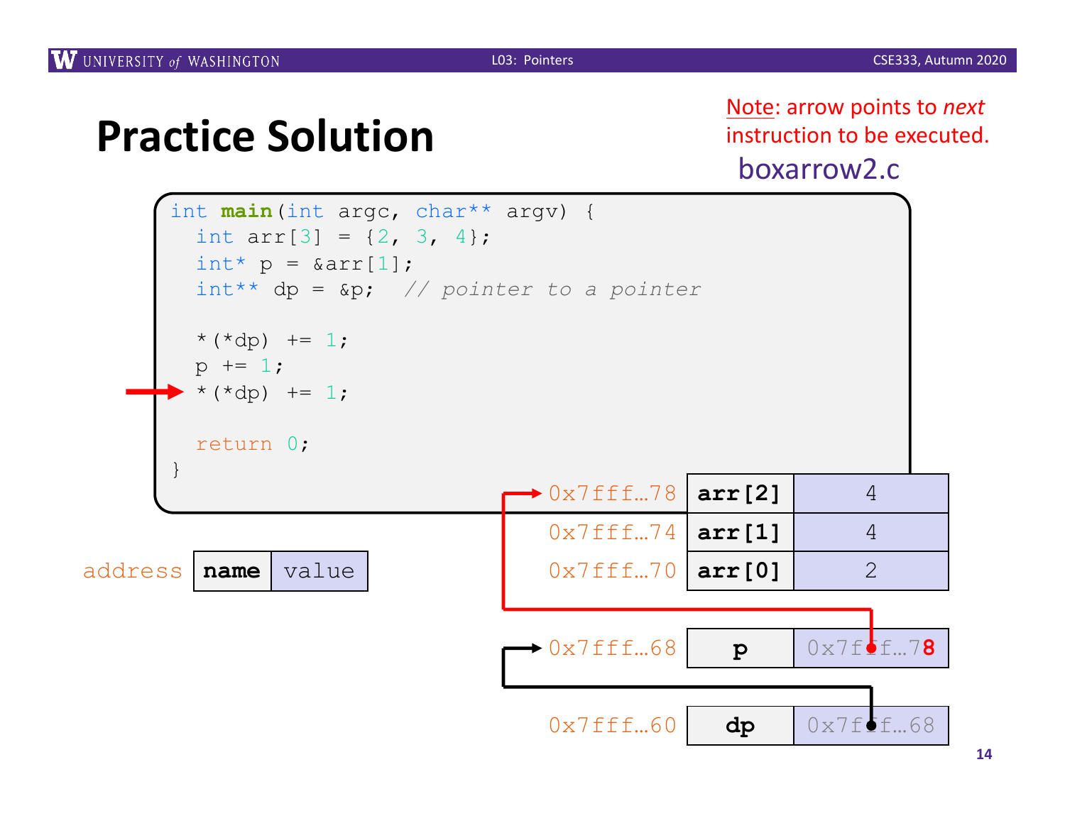# Practice Solution

Note: arrow points to *next* instruction to be executed.

boxarrow2.c

```
int main(int argc, char** argv) {
  int arr[3] = {2, 3, 4};
  int* p = &arr[1];
  int** dp = &p;  // pointer to a pointer

  *(*dp) += 1;
  p += 1;
→ *(*dp) += 1;

  return 0;
}
```

| address | name | value |
|---|---|---|
| 0x7fff…78 | **arr[2]** | 4 |
| 0x7fff…74 | **arr[1]** | 4 |
| 0x7fff…70 | **arr[0]** | 2 |
| 0x7fff…68 | **p** | 0x7fff…7**8** |
| 0x7fff…60 | **dp** | 0x7fff…68 |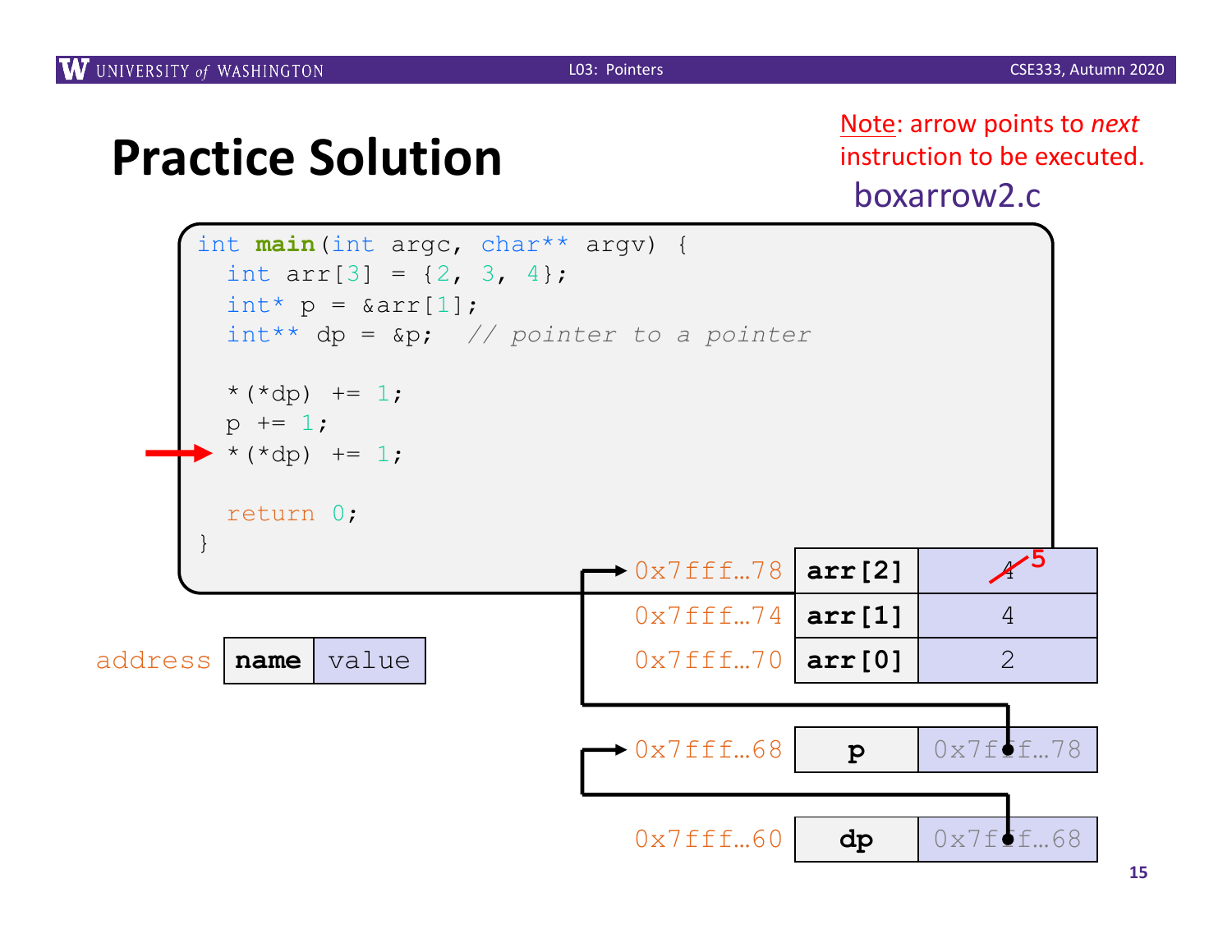# Practice Solution

Note: arrow points to *next* instruction to be executed.

boxarrow2.c

```c
int main(int argc, char** argv) {
  int arr[3] = {2, 3, 4};
  int* p = &arr[1];
  int** dp = &p;  // pointer to a pointer

  *(*dp) += 1;
  p += 1;
→ *(*dp) += 1;

  return 0;
}
```

| address | name | value |
|---|---|---|
| 0x7fff…78 | arr[2] | ~~4~~ 5 |
| 0x7fff…74 | arr[1] | 4 |
| 0x7fff…70 | arr[0] | 2 |
| 0x7fff…68 | p | 0x7fff…78 |
| 0x7fff…60 | dp | 0x7fff…68 |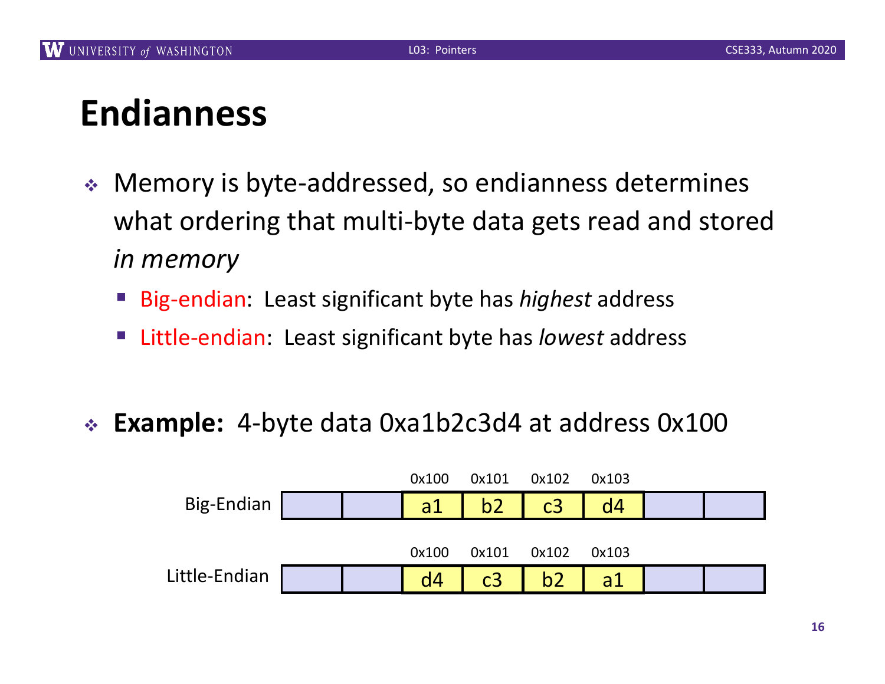# Endianness

- Memory is byte-addressed, so endianness determines what ordering that multi-byte data gets read and stored *in memory*
  - Big-endian: Least significant byte has *highest* address
  - Little-endian: Least significant byte has *lowest* address

- **Example:** 4-byte data 0xa1b2c3d4 at address 0x100

| | | | 0x100 | 0x101 | 0x102 | 0x103 | | |
|---|---|---|---|---|---|---|---|---|
| Big-Endian | | | a1 | b2 | c3 | d4 | | |
| Little-Endian | | | d4 | c3 | b2 | a1 | | |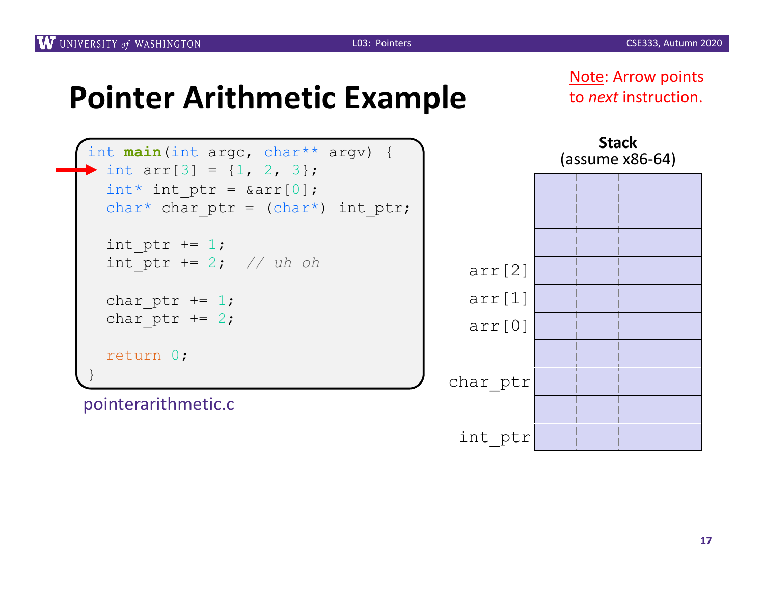# Pointer Arithmetic Example

Note: Arrow points to *next* instruction.

```c
int main(int argc, char** argv) {
  int arr[3] = {1, 2, 3};      // <- arrow
  int* int_ptr = &arr[0];
  char* char_ptr = (char*) int_ptr;

  int_ptr += 1;
  int_ptr += 2;  // uh oh

  char_ptr += 1;
  char_ptr += 2;

  return 0;
}
```

pointerarithmetic.c

**Stack**
(assume x86-64)

| Stack |
| --- |
| |
| |
| arr[2] |
| arr[1] |
| arr[0] |
| |
| char_ptr |
| |
| int_ptr |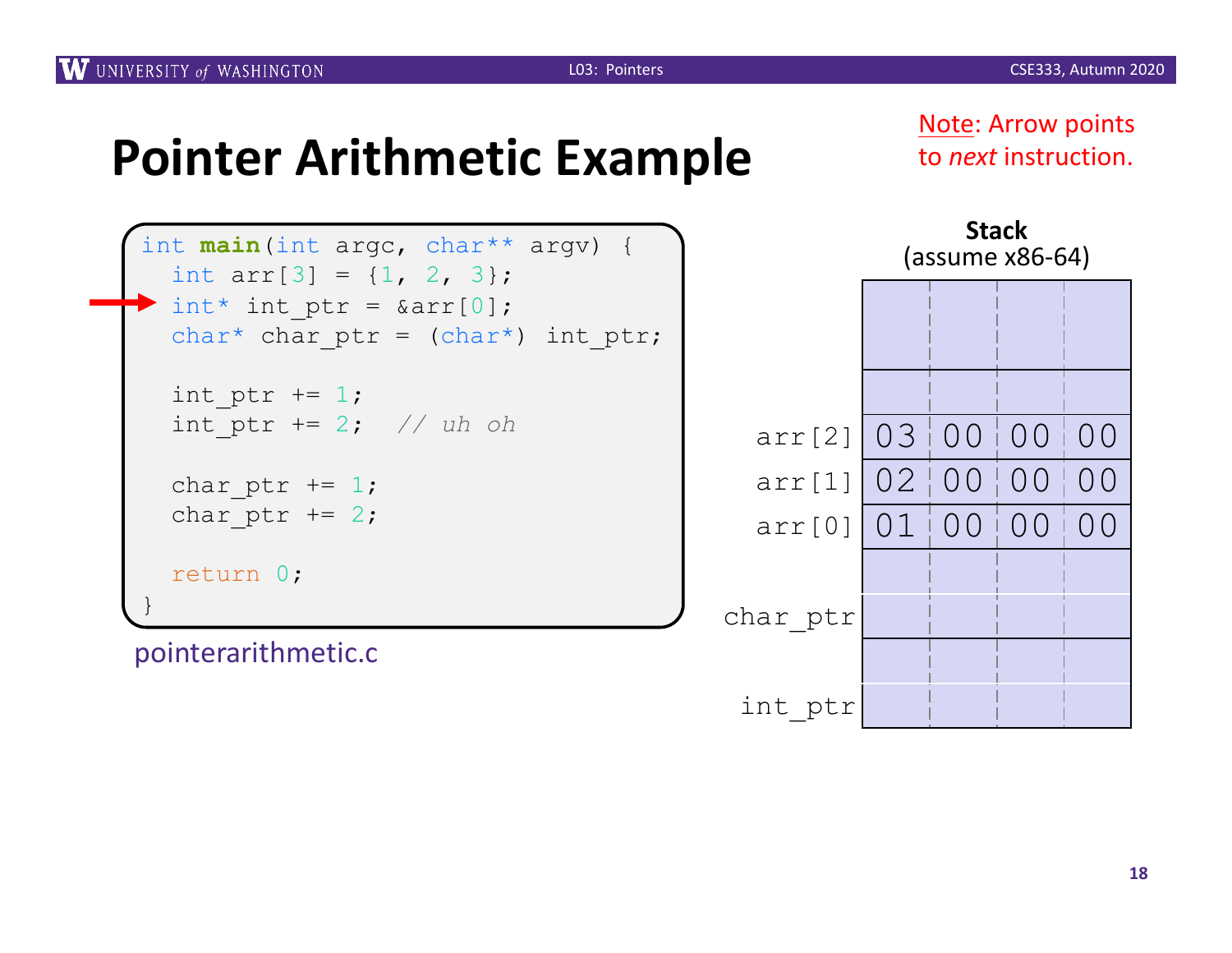# Pointer Arithmetic Example

Note: Arrow points to *next* instruction.

```c
int main(int argc, char** argv) {
  int arr[3] = {1, 2, 3};
  int* int_ptr = &arr[0];      // <-- arrow (next instruction)
  char* char_ptr = (char*) int_ptr;

  int_ptr += 1;
  int_ptr += 2;  // uh oh

  char_ptr += 1;
  char_ptr += 2;

  return 0;
}
```

pointerarithmetic.c

**Stack**
(assume x86-64)

| | | | | |
|---|---|---|---|---|
| | | | | |
| | | | | |
| arr[2] | 03 | 00 | 00 | 00 |
| arr[1] | 02 | 00 | 00 | 00 |
| arr[0] | 01 | 00 | 00 | 00 |
| | | | | |
| char_ptr | | | | |
| | | | | |
| int_ptr | | | | |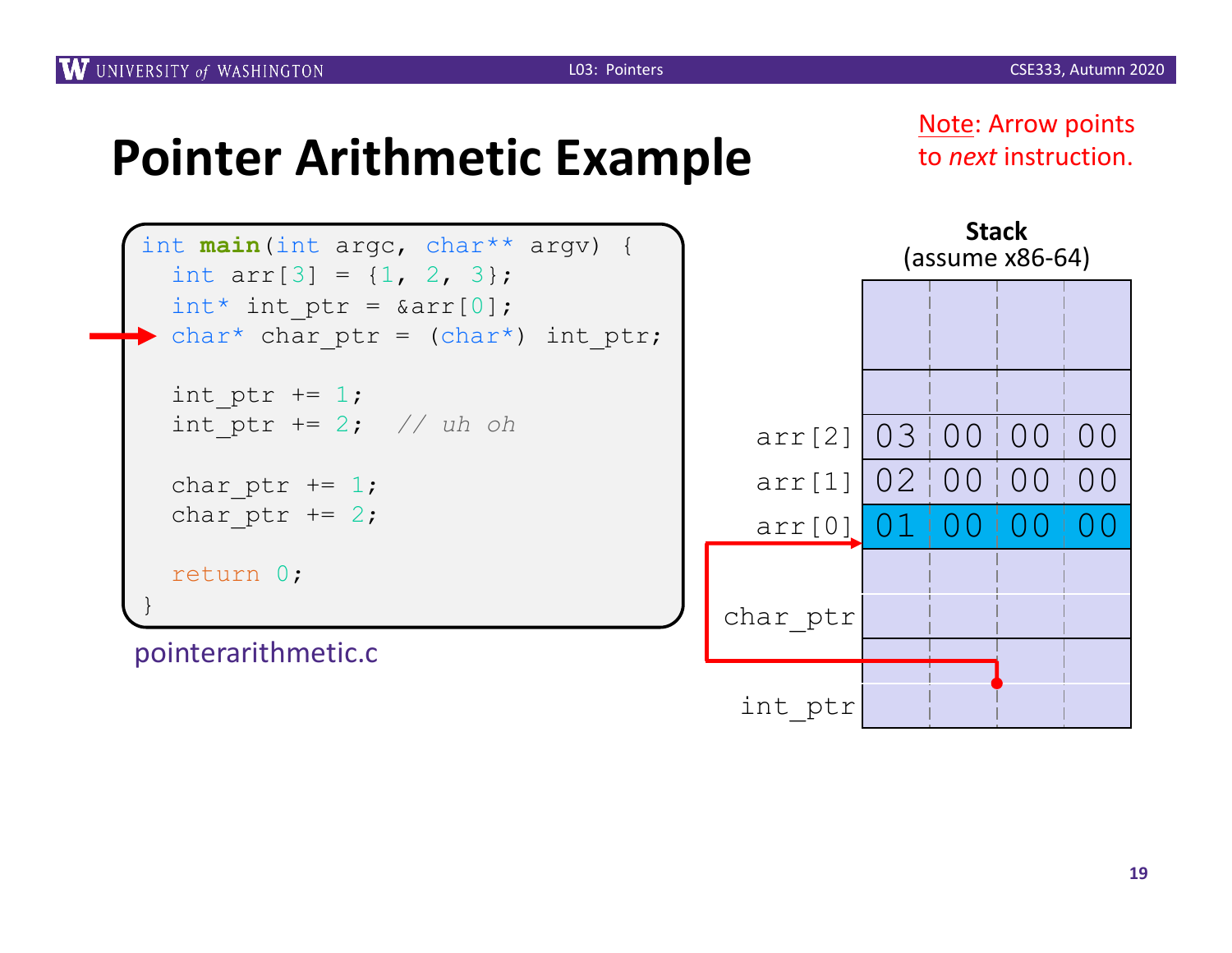# Pointer Arithmetic Example

Note: Arrow points to *next* instruction.

```c
int main(int argc, char** argv) {
  int arr[3] = {1, 2, 3};
  int* int_ptr = &arr[0];
  char* char_ptr = (char*) int_ptr;   // <- arrow (next instruction)

  int_ptr += 1;
  int_ptr += 2;  // uh oh

  char_ptr += 1;
  char_ptr += 2;

  return 0;
}
```

pointerarithmetic.c

**Stack**
(assume x86-64)

| | | | | |
|---|---|---|---|---|
| | | | | |
| | | | | |
| arr[2] | 03 | 00 | 00 | 00 |
| arr[1] | 02 | 00 | 00 | 00 |
| arr[0] | 01 | 00 | 00 | 00 |
| | | | | |
| char_ptr | | | | |
| | | | | |
| int_ptr | | | | |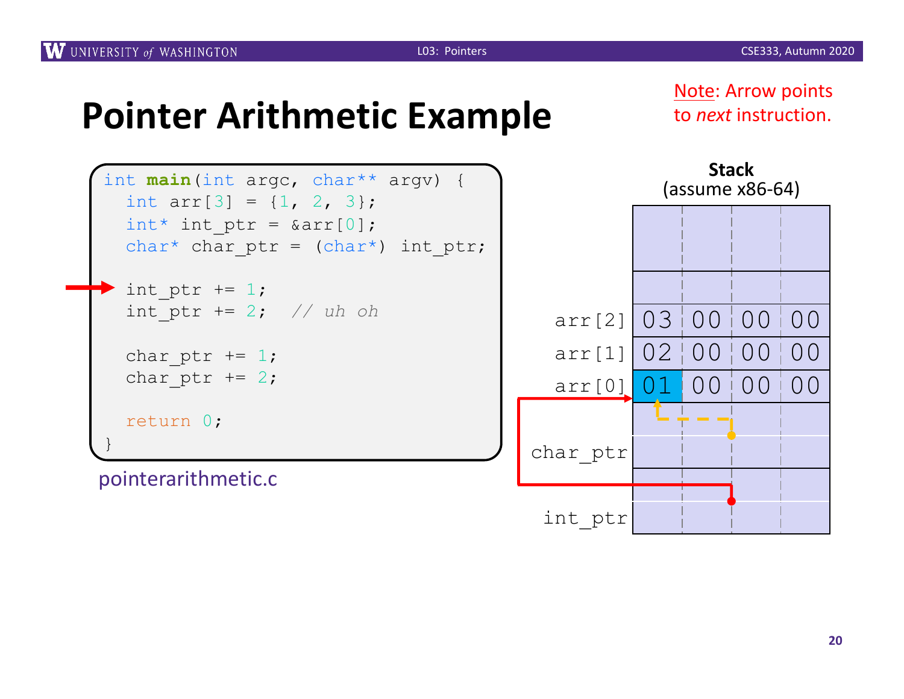# Pointer Arithmetic Example

Note: Arrow points to *next* instruction.

```c
int main(int argc, char** argv) {
  int arr[3] = {1, 2, 3};
  int* int_ptr = &arr[0];
  char* char_ptr = (char*) int_ptr;

  int_ptr += 1;      // <- next instruction
  int_ptr += 2;  // uh oh

  char_ptr += 1;
  char_ptr += 2;

  return 0;
}
```

pointerarithmetic.c

**Stack**
(assume x86-64)

| | | | | |
|---|---|---|---|---|
| | | | | |
| arr[2] | 03 | 00 | 00 | 00 |
| arr[1] | 02 | 00 | 00 | 00 |
| arr[0] | 01 | 00 | 00 | 00 |
| char_ptr | | | | |
| int_ptr | | | | |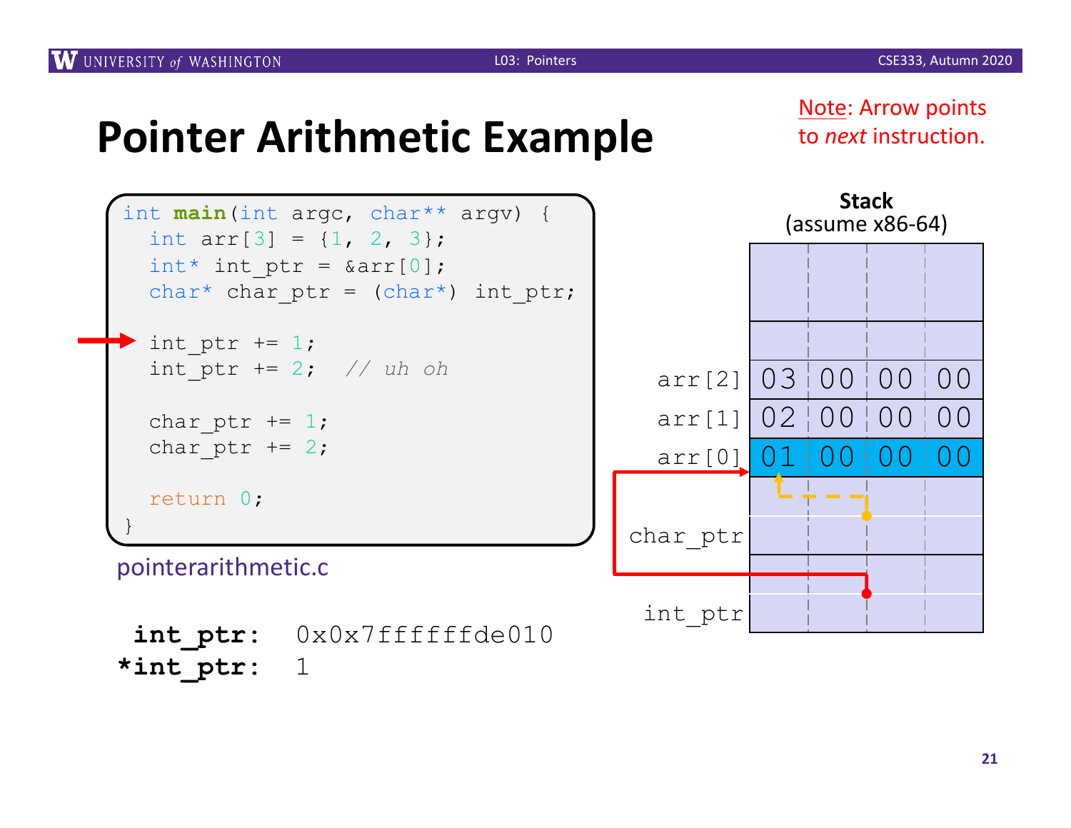# Pointer Arithmetic Example

Note: Arrow points to *next* instruction.

```c
int main(int argc, char** argv) {
  int arr[3] = {1, 2, 3};
  int* int_ptr = &arr[0];
  char* char_ptr = (char*) int_ptr;

  int_ptr += 1;
  int_ptr += 2;  // uh oh

  char_ptr += 1;
  char_ptr += 2;

  return 0;
}
```

pointerarithmetic.c

**int_ptr:** 0x0x7ffffffde010
***int_ptr:** 1

**Stack**
(assume x86-64)

| | | | | |
|---|---|---|---|---|
| arr[2] | 03 | 00 | 00 | 00 |
| arr[1] | 02 | 00 | 00 | 00 |
| arr[0] | 01 | 00 | 00 | 00 |
| char_ptr | | | | |
| int_ptr | | | | |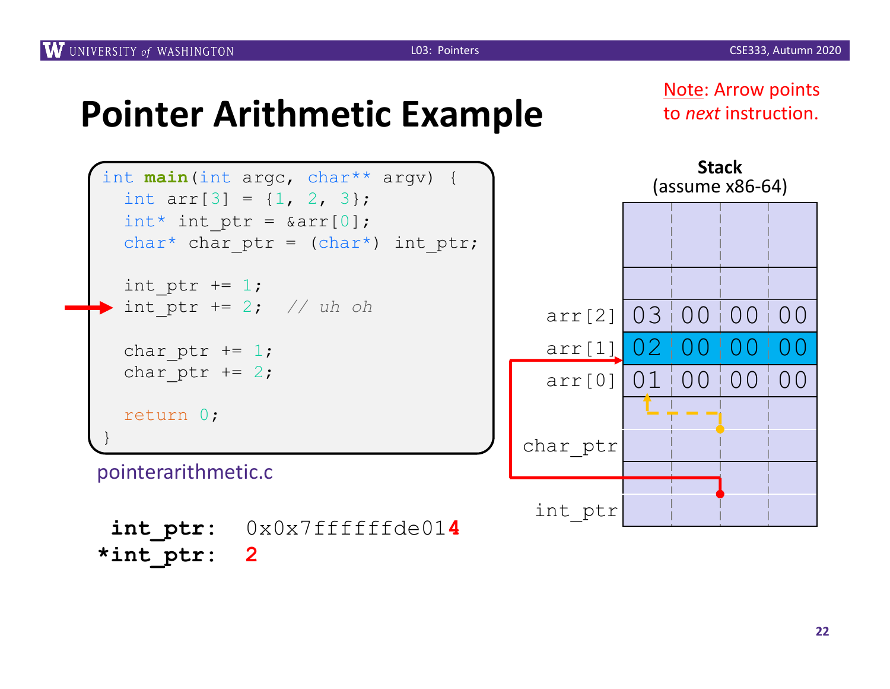# Pointer Arithmetic Example

Note: Arrow points to *next* instruction.

```
int main(int argc, char** argv) {
  int arr[3] = {1, 2, 3};
  int* int_ptr = &arr[0];
  char* char_ptr = (char*) int_ptr;

  int_ptr += 1;
  int_ptr += 2;  // uh oh

  char_ptr += 1;
  char_ptr += 2;

  return 0;
}
```

pointerarithmetic.c

**Stack** (assume x86-64)

| | | | | |
|---|---|---|---|---|
| arr[2] | 03 | 00 | 00 | 00 |
| arr[1] | 02 | 00 | 00 | 00 |
| arr[0] | 01 | 00 | 00 | 00 |
| char_ptr | | | | |
| int_ptr | | | | |

**int_ptr:** 0x0x7ffffffde014

***int_ptr:** 2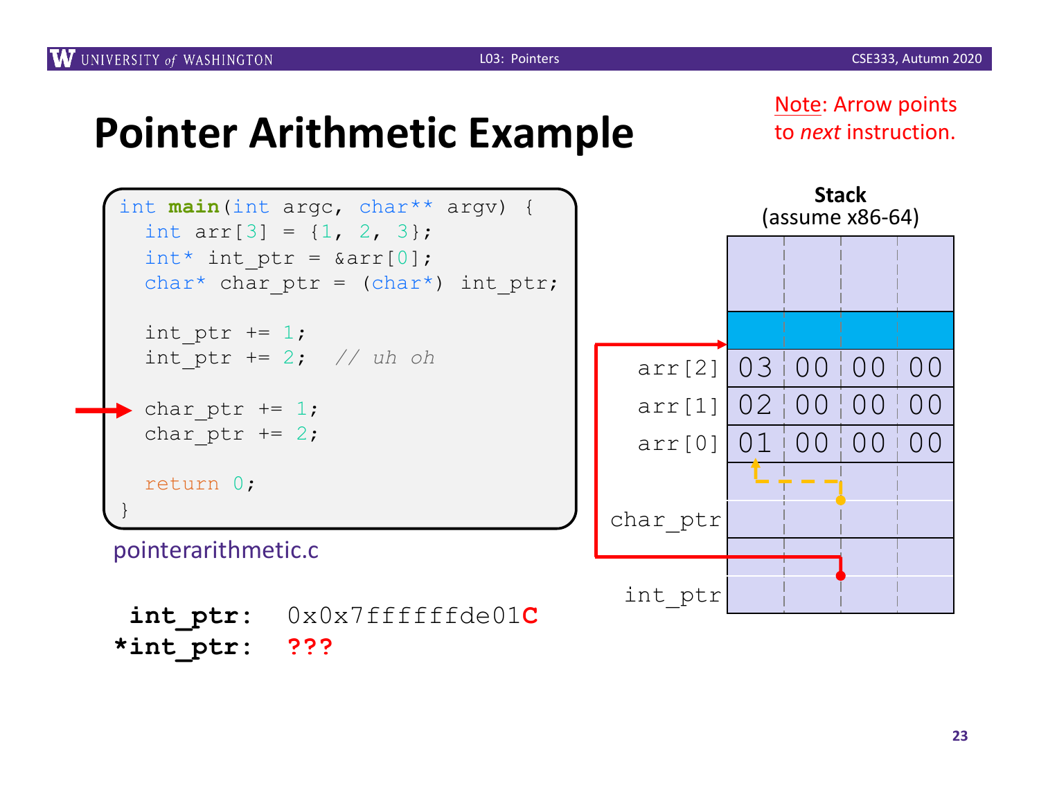# Pointer Arithmetic Example

Note: Arrow points to *next* instruction.

```c
int main(int argc, char** argv) {
  int arr[3] = {1, 2, 3};
  int* int_ptr = &arr[0];
  char* char_ptr = (char*) int_ptr;

  int_ptr += 1;
  int_ptr += 2;  // uh oh

  char_ptr += 1;
  char_ptr += 2;

  return 0;
}
```

pointerarithmetic.c

**Stack** (assume x86-64)

| | | | | |
|---|---|---|---|---|
| | | | | |
| | | | | |
| arr[2] | 03 | 00 | 00 | 00 |
| arr[1] | 02 | 00 | 00 | 00 |
| arr[0] | 01 | 00 | 00 | 00 |
| char_ptr | | | | |
| int_ptr | | | | |

**int_ptr:** 0x0x7ffffffde01**C**

***int_ptr:** **???**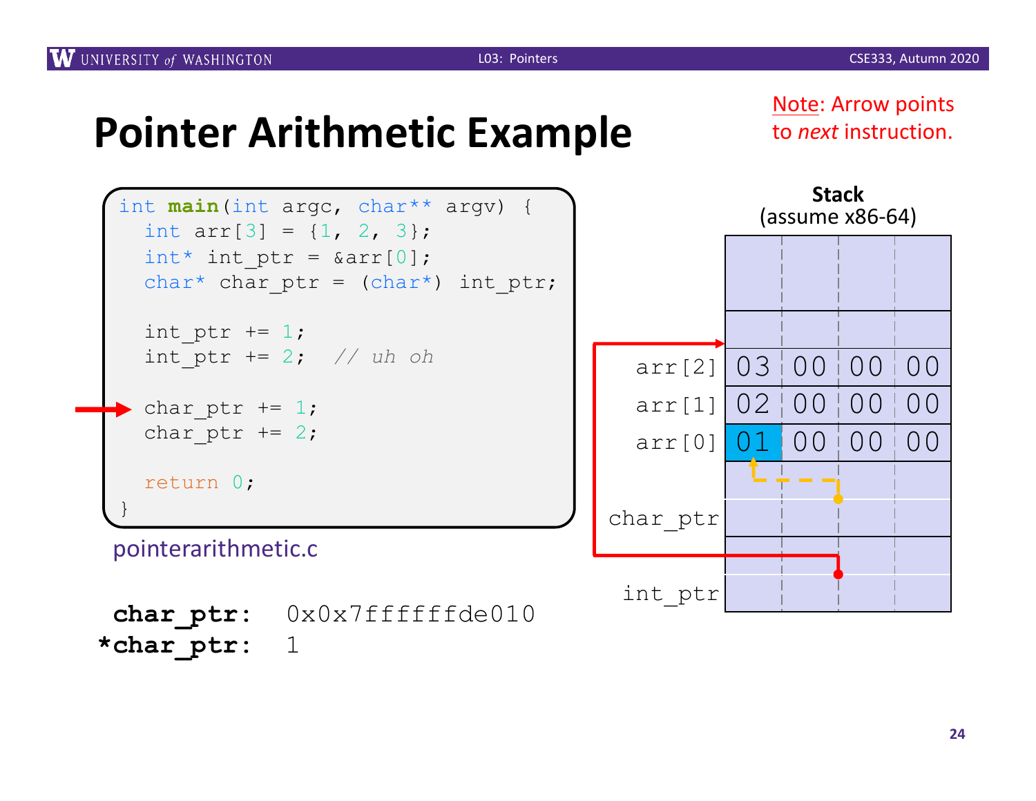# Pointer Arithmetic Example

Note: Arrow points to *next* instruction.

```
int main(int argc, char** argv) {
  int arr[3] = {1, 2, 3};
  int* int_ptr = &arr[0];
  char* char_ptr = (char*) int_ptr;

  int_ptr += 1;
  int_ptr += 2;  // uh oh

  char_ptr += 1;
  char_ptr += 2;

  return 0;
}
```

pointerarithmetic.c

**char_ptr:** 0x0x7ffffffde010
***char_ptr:** 1

**Stack**
(assume x86-64)

| | | | | |
|---|---|---|---|---|
| | | | | |
| | | | | |
| arr[2] | 03 | 00 | 00 | 00 |
| arr[1] | 02 | 00 | 00 | 00 |
| arr[0] | 01 | 00 | 00 | 00 |
| char_ptr | | | | |
| int_ptr | | | | |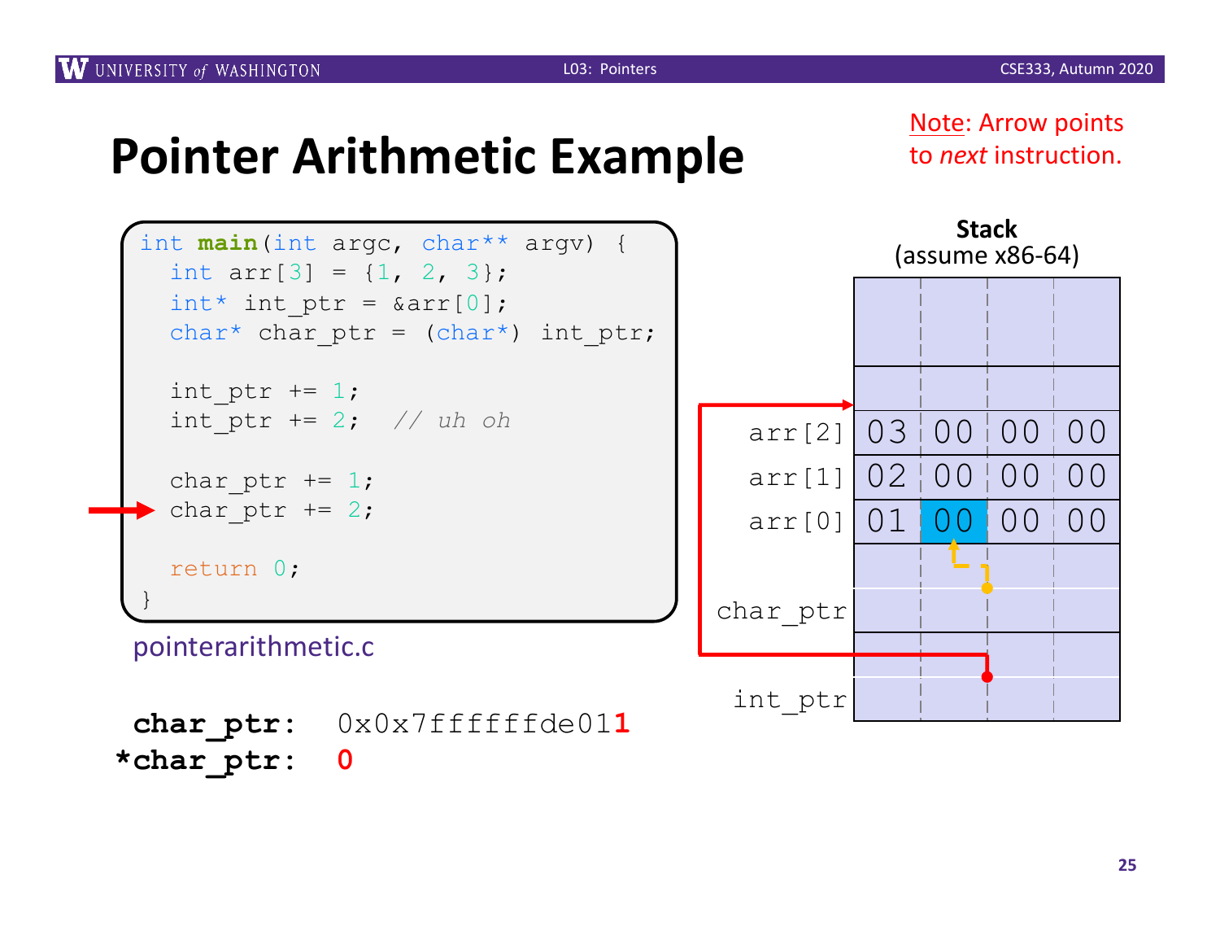# Pointer Arithmetic Example

Note: Arrow points to *next* instruction.

```c
int main(int argc, char** argv) {
  int arr[3] = {1, 2, 3};
  int* int_ptr = &arr[0];
  char* char_ptr = (char*) int_ptr;

  int_ptr += 1;
  int_ptr += 2;  // uh oh

  char_ptr += 1;
  char_ptr += 2;   // <- next instruction

  return 0;
}
```

pointerarithmetic.c

**Stack** (assume x86-64)

| | | | | |
|---|---|---|---|---|
| arr[2] | 03 | 00 | 00 | 00 |
| arr[1] | 02 | 00 | 00 | 00 |
| arr[0] | 01 | 00 | 00 | 00 |
| char_ptr | | | | |
| int_ptr | | | | |

**char_ptr:** 0x0x7ffffffde01**1**

***char_ptr:** **0**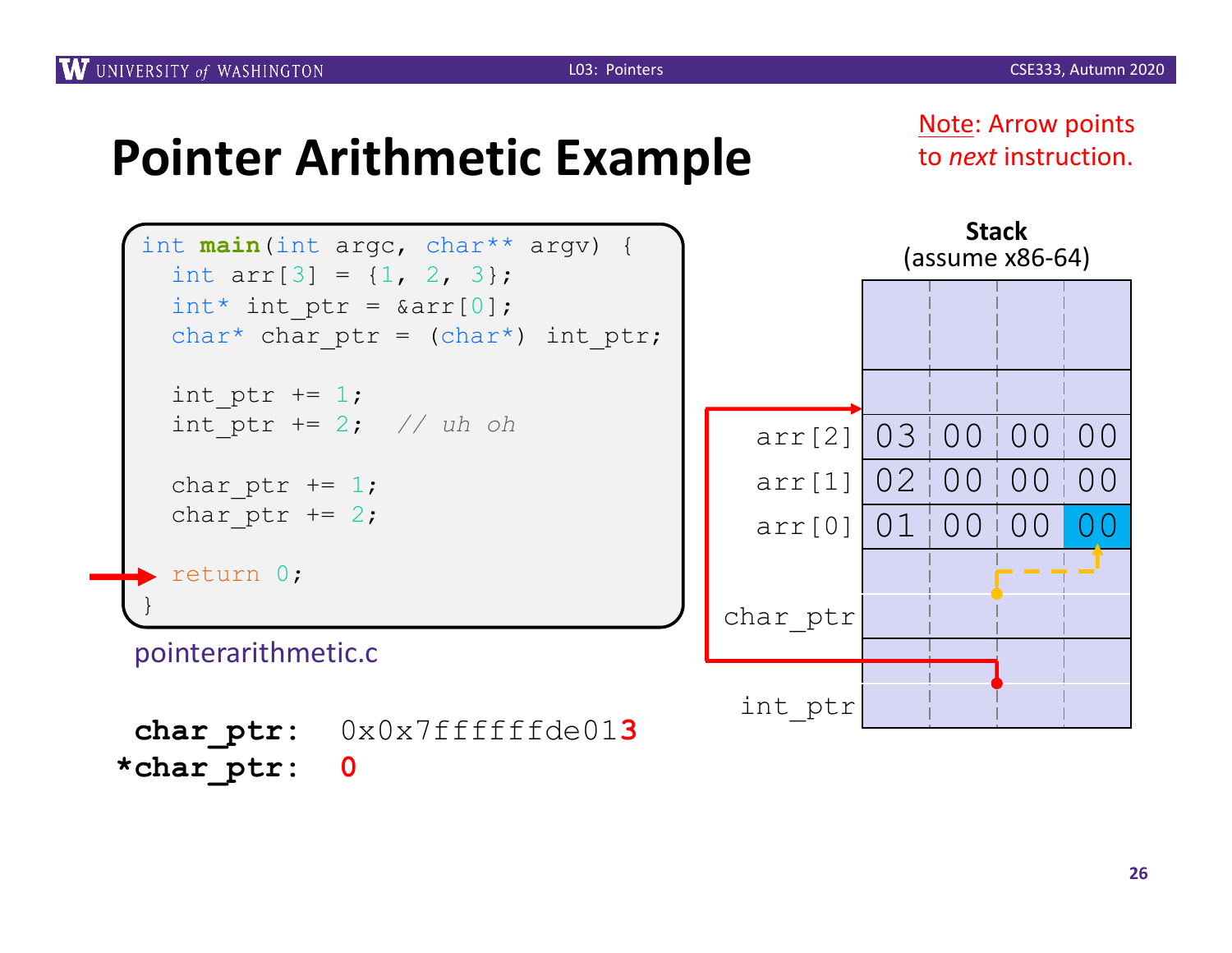# Pointer Arithmetic Example

Note: Arrow points to *next* instruction.

```c
int main(int argc, char** argv) {
  int arr[3] = {1, 2, 3};
  int* int_ptr = &arr[0];
  char* char_ptr = (char*) int_ptr;

  int_ptr += 1;
  int_ptr += 2;  // uh oh

  char_ptr += 1;
  char_ptr += 2;

  return 0;
}
```

pointerarithmetic.c

**Stack** (assume x86-64)

| | | | | |
|---|---|---|---|---|
| arr[2] | 03 | 00 | 00 | 00 |
| arr[1] | 02 | 00 | 00 | 00 |
| arr[0] | 01 | 00 | 00 | 00 |
| char_ptr | | | | |
| int_ptr | | | | |

**char_ptr:** 0x0x7ffffffde013

***char_ptr:** 0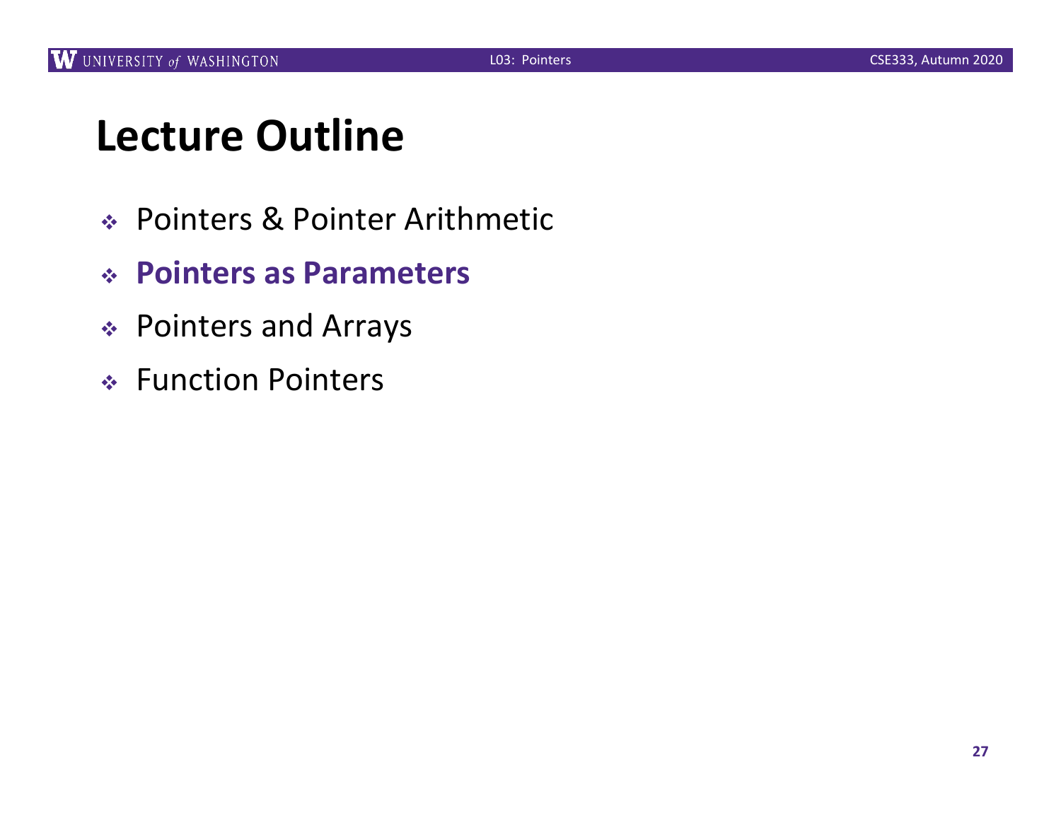# Lecture Outline

- Pointers & Pointer Arithmetic
- **Pointers as Parameters**
- Pointers and Arrays
- Function Pointers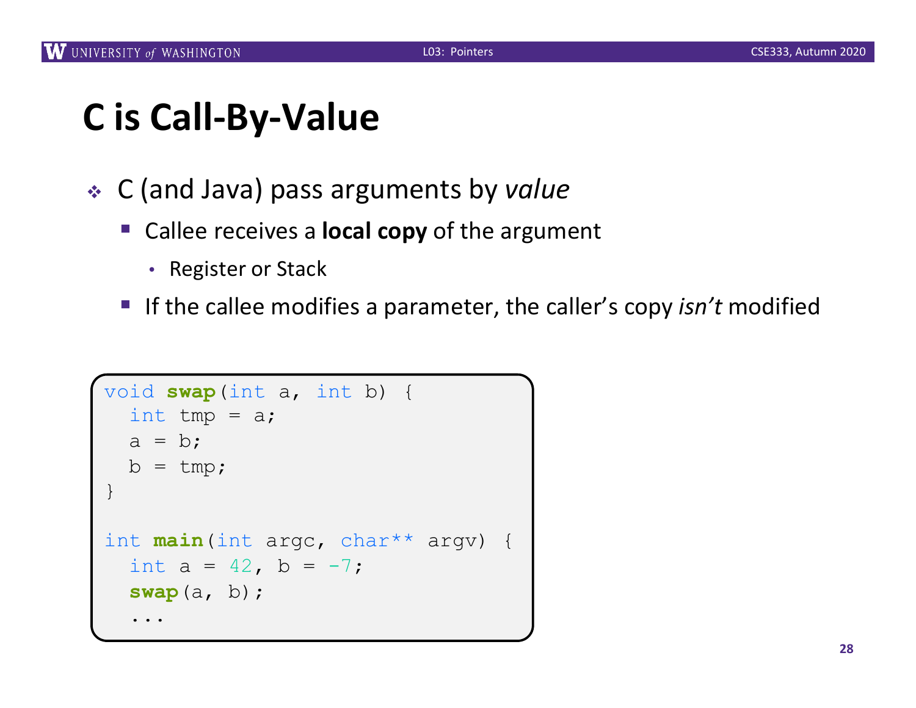# C is Call-By-Value

- C (and Java) pass arguments by *value*
  - Callee receives a **local copy** of the argument
    - Register or Stack
  - If the callee modifies a parameter, the caller's copy *isn't* modified

```
void swap(int a, int b) {
  int tmp = a;
  a = b;
  b = tmp;
}

int main(int argc, char** argv) {
  int a = 42, b = -7;
  swap(a, b);
  ...
```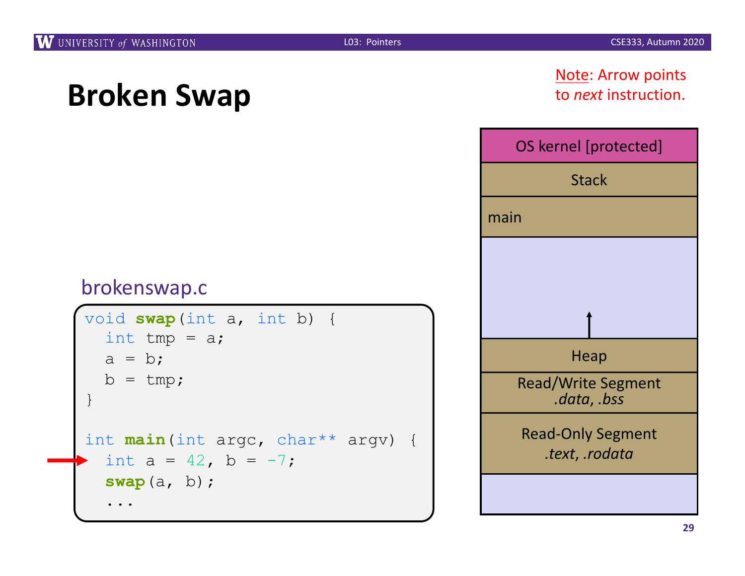# Broken Swap

Note: Arrow points to *next* instruction.

brokenswap.c

```
void swap(int a, int b) {
  int tmp = a;
  a = b;
  b = tmp;
}

int main(int argc, char** argv) {
→ int a = 42, b = -7;
  swap(a, b);
  ...
```

| |
|---|
| OS kernel [protected] |
| Stack |
| main |
| |
| Heap |
| Read/Write Segment *.data*, *.bss* |
| Read-Only Segment *.text*, *.rodata* |
| |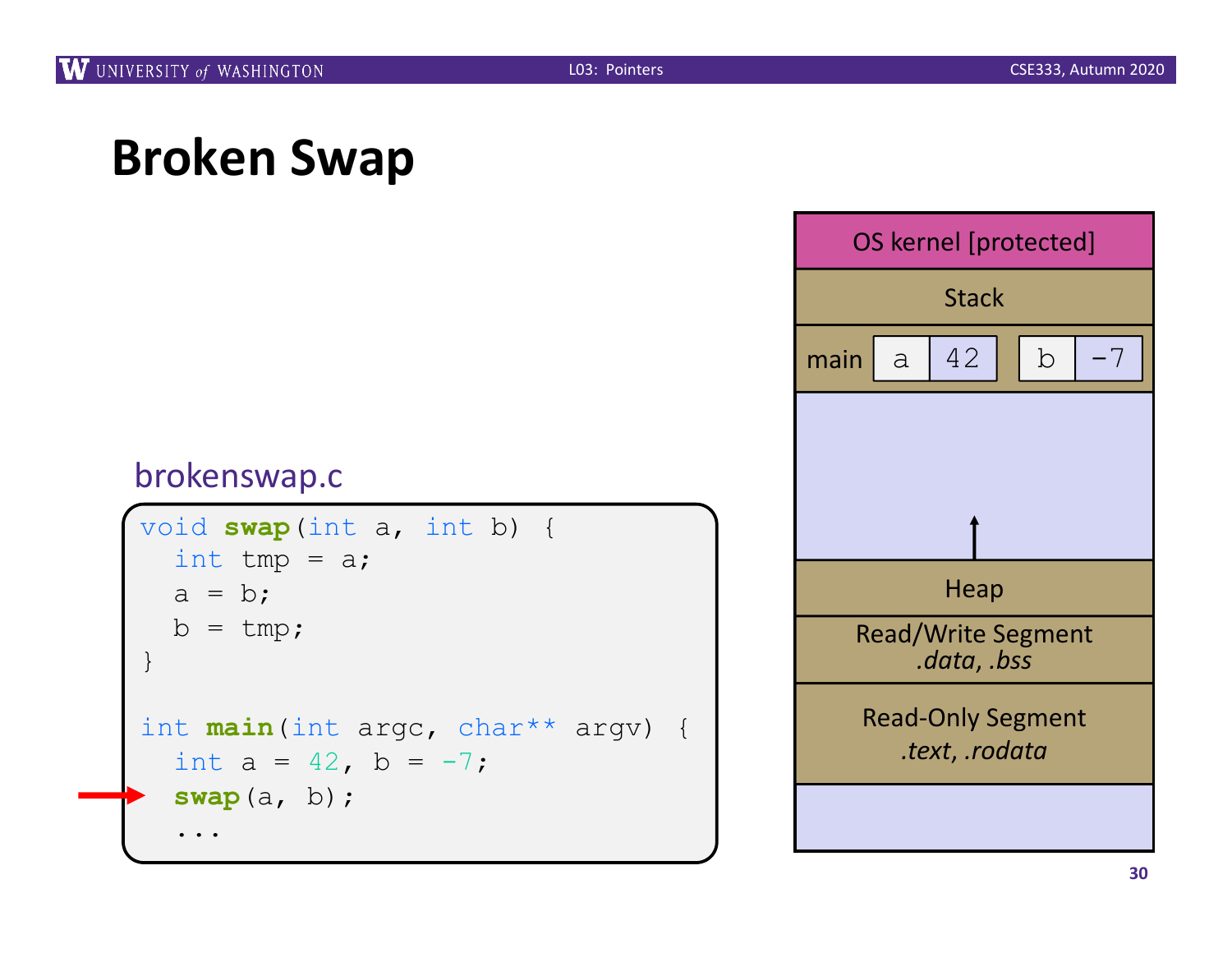# Broken Swap

brokenswap.c

```
void swap(int a, int b) {
  int tmp = a;
  a = b;
  b = tmp;
}

int main(int argc, char** argv) {
  int a = 42, b = -7;
  swap(a, b);
  ...
```

| OS kernel [protected] | | | | |
|---|---|---|---|---|
| Stack | | | | |
| main | a | 42 | b | -7 |
| Heap | | | | |
| Read/Write Segment *.data, .bss* | | | | |
| Read-Only Segment *.text, .rodata* | | | | |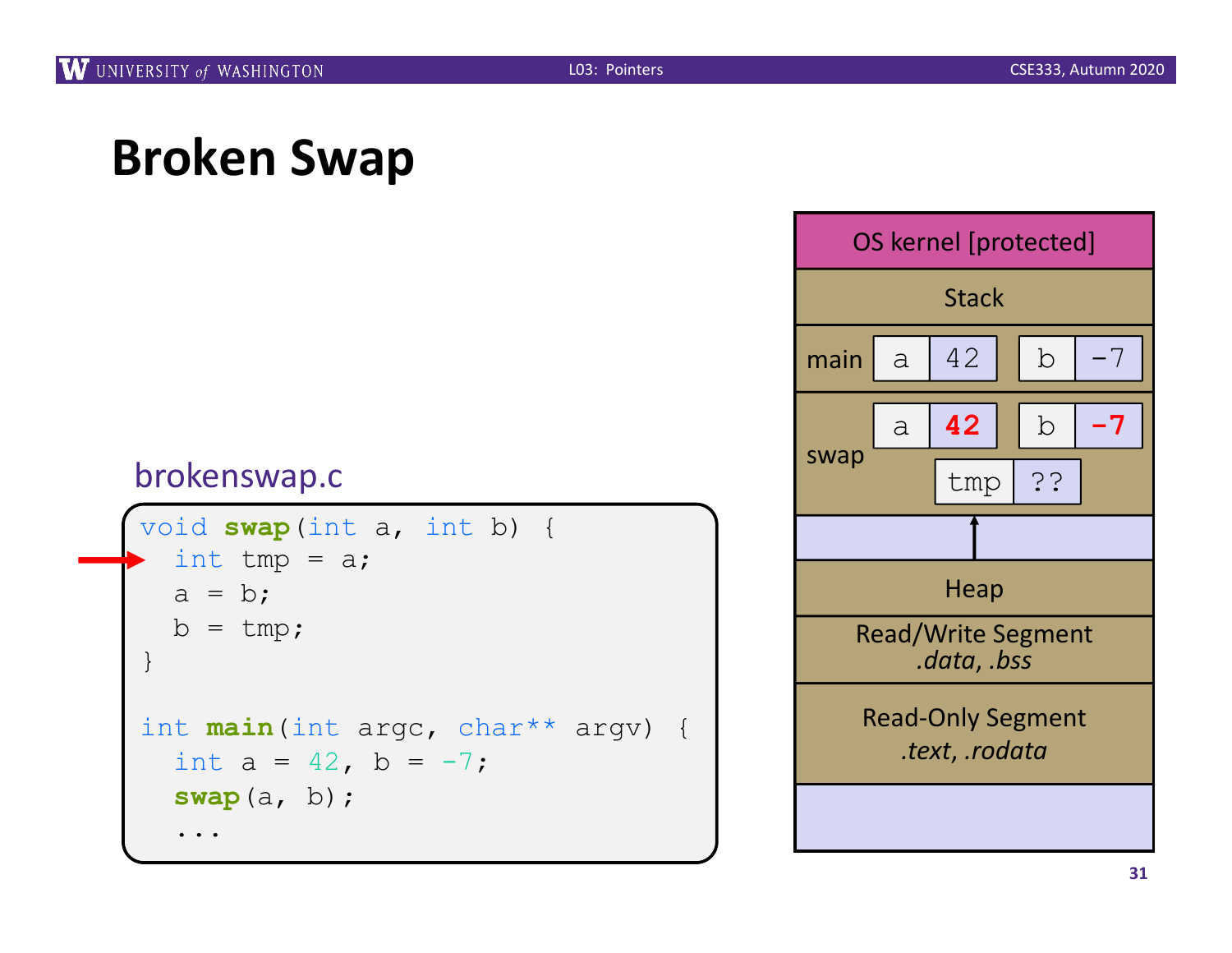# Broken Swap

brokenswap.c

```c
void swap(int a, int b) {
  int tmp = a;
  a = b;
  b = tmp;
}

int main(int argc, char** argv) {
  int a = 42, b = -7;
  swap(a, b);
  ...
```

OS kernel [protected]

Stack

main: a = 42, b = -7

swap: a = **42**, b = **-7**, tmp = ??

Heap

Read/Write Segment
*.data*, *.bss*

Read-Only Segment
*.text*, *.rodata*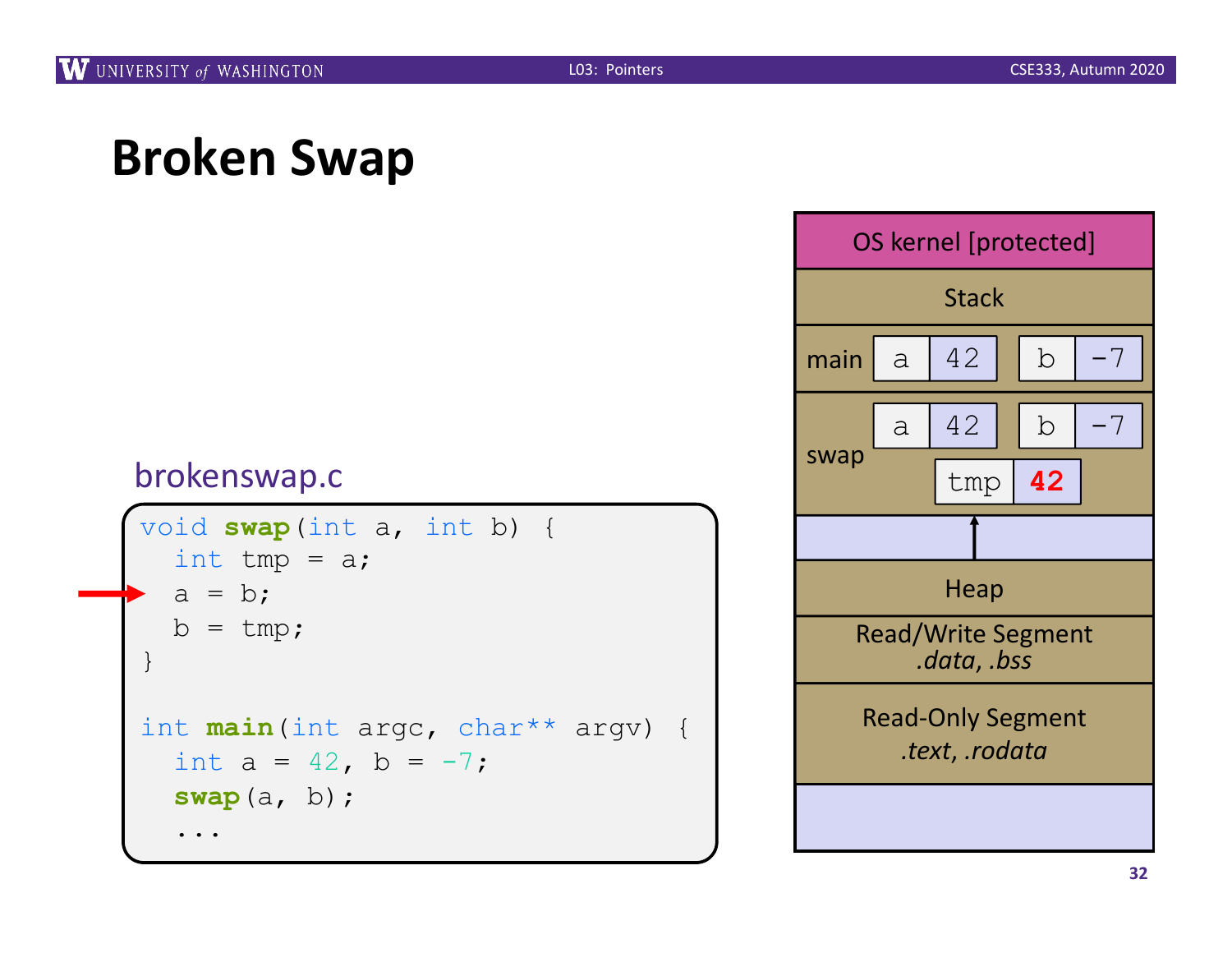# Broken Swap

brokenswap.c

```c
void swap(int a, int b) {
  int tmp = a;
  a = b;
  b = tmp;
}

int main(int argc, char** argv) {
  int a = 42, b = -7;
  swap(a, b);
  ...
```

| OS kernel [protected] |
|---|
| Stack |
| main: a = 42, b = -7 |
| swap: a = 42, b = -7, tmp = 42 |
| |
| Heap |
| Read/Write Segment *.data, .bss* |
| Read-Only Segment *.text, .rodata* |
| |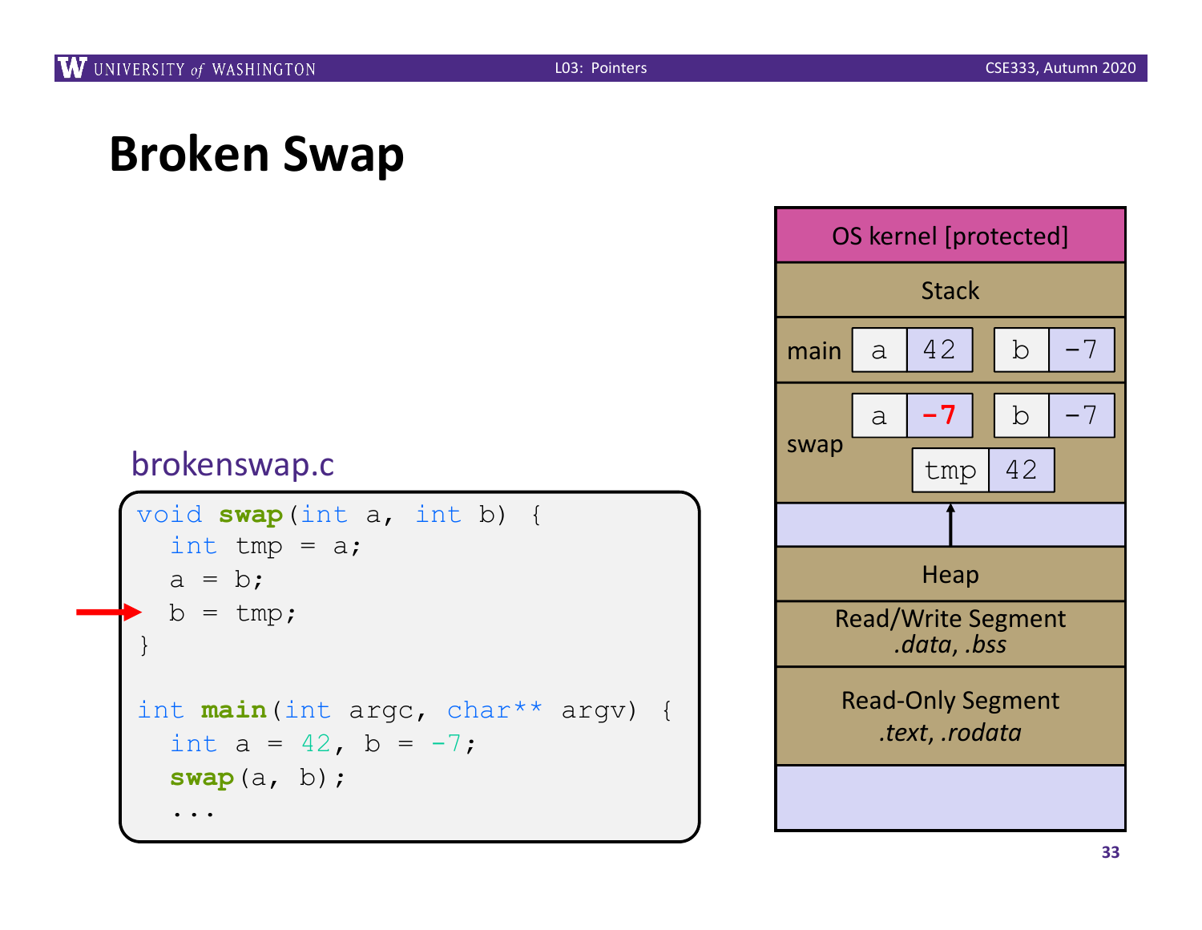# Broken Swap

brokenswap.c

```c
void swap(int a, int b) {
  int tmp = a;
  a = b;
  b = tmp;
}

int main(int argc, char** argv) {
  int a = 42, b = -7;
  swap(a, b);
  ...
```

| | | |
|---|---|---|
| OS kernel [protected] | | |
| Stack | | |
| main | a 42 | b -7 |
| swap | a **-7** | b -7 |
| | tmp 42 | |
| Heap | | |
| Read/Write Segment *.data, .bss* | | |
| Read-Only Segment *.text, .rodata* | | |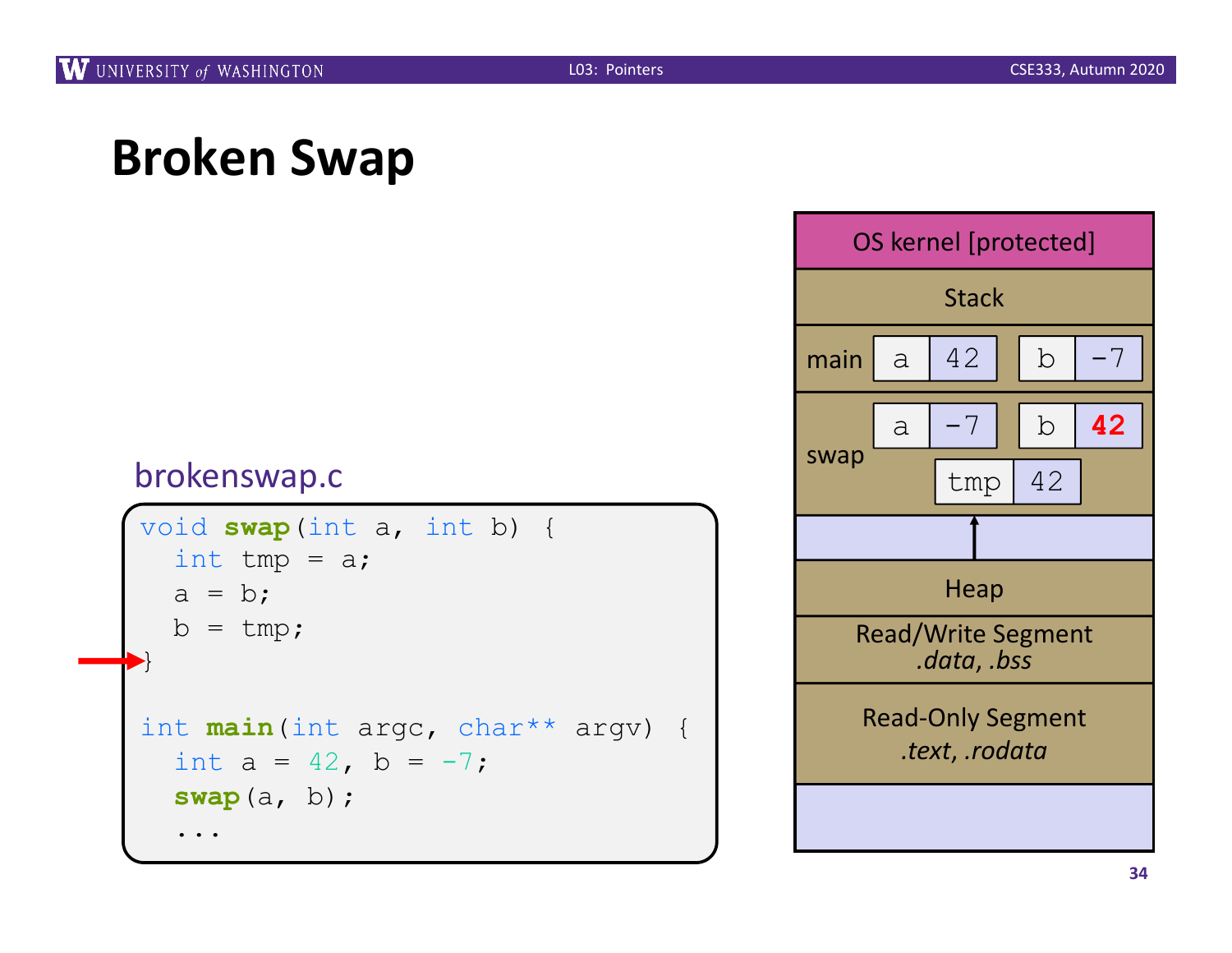# Broken Swap

brokenswap.c

```
void swap(int a, int b) {
  int tmp = a;
  a = b;
  b = tmp;
}

int main(int argc, char** argv) {
  int a = 42, b = -7;
  swap(a, b);
  ...
```

| OS kernel [protected] |
|---|
| Stack |
| main: a = 42, b = -7 |
| swap: a = -7, b = **42**, tmp = 42 |
| Heap |
| Read/Write Segment *.data, .bss* |
| Read-Only Segment *.text, .rodata* |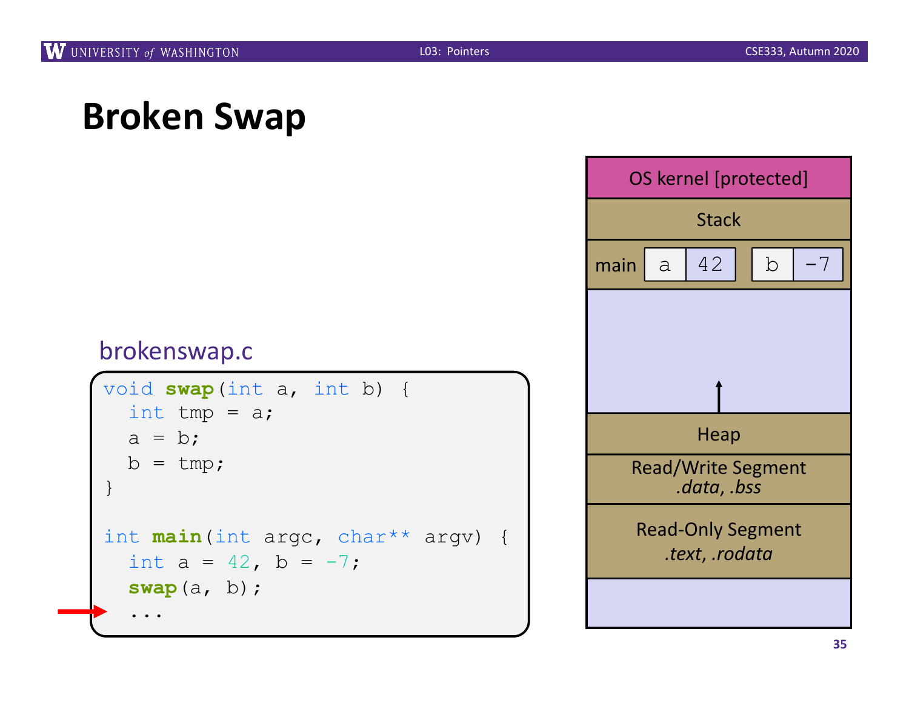# Broken Swap

brokenswap.c

```c
void swap(int a, int b) {
  int tmp = a;
  a = b;
  b = tmp;
}

int main(int argc, char** argv) {
  int a = 42, b = -7;
  swap(a, b);
  ...
```

| OS kernel [protected] |
| --- |
| Stack |
| main: a = 42, b = -7 |
| ↑ |
| Heap |
| Read/Write Segment *.data, .bss* |
| Read-Only Segment *.text, .rodata* |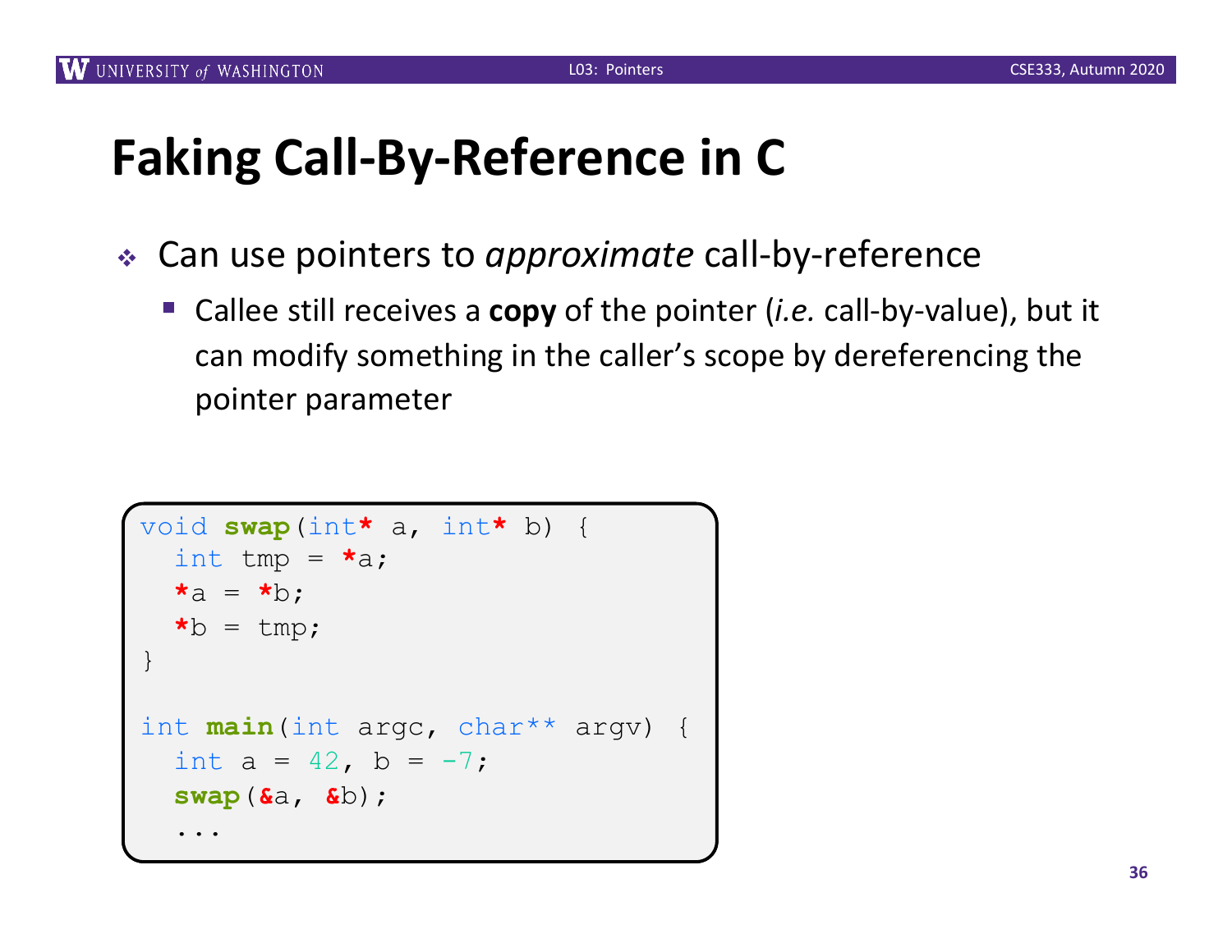# Faking Call-By-Reference in C

- Can use pointers to *approximate* call-by-reference
  - Callee still receives a **copy** of the pointer (*i.e.* call-by-value), but it can modify something in the caller's scope by dereferencing the pointer parameter

```
void swap(int* a, int* b) {
  int tmp = *a;
  *a = *b;
  *b = tmp;
}

int main(int argc, char** argv) {
  int a = 42, b = -7;
  swap(&a, &b);
  ...
```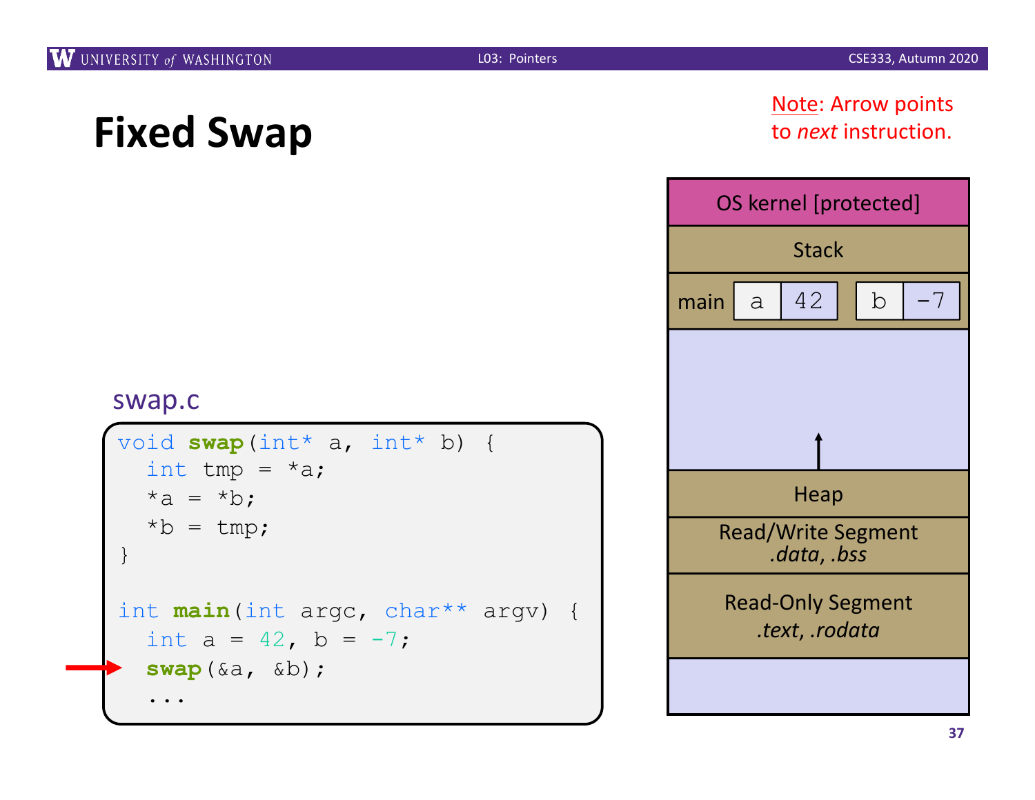# Fixed Swap

Note: Arrow points to *next* instruction.

swap.c

```
void swap(int* a, int* b) {
  int tmp = *a;
  *a = *b;
  *b = tmp;
}

int main(int argc, char** argv) {
  int a = 42, b = -7;
  swap(&a, &b);    // ← arrow (next instruction)
  ...
```

| OS kernel [protected] |
| --- |
| Stack |
| main: a = 42, b = -7 |
| (free space; heap grows upward ↑) |
| Heap |
| Read/Write Segment *.data*, *.bss* |
| Read-Only Segment *.text*, *.rodata* |
| (unlabeled segment) |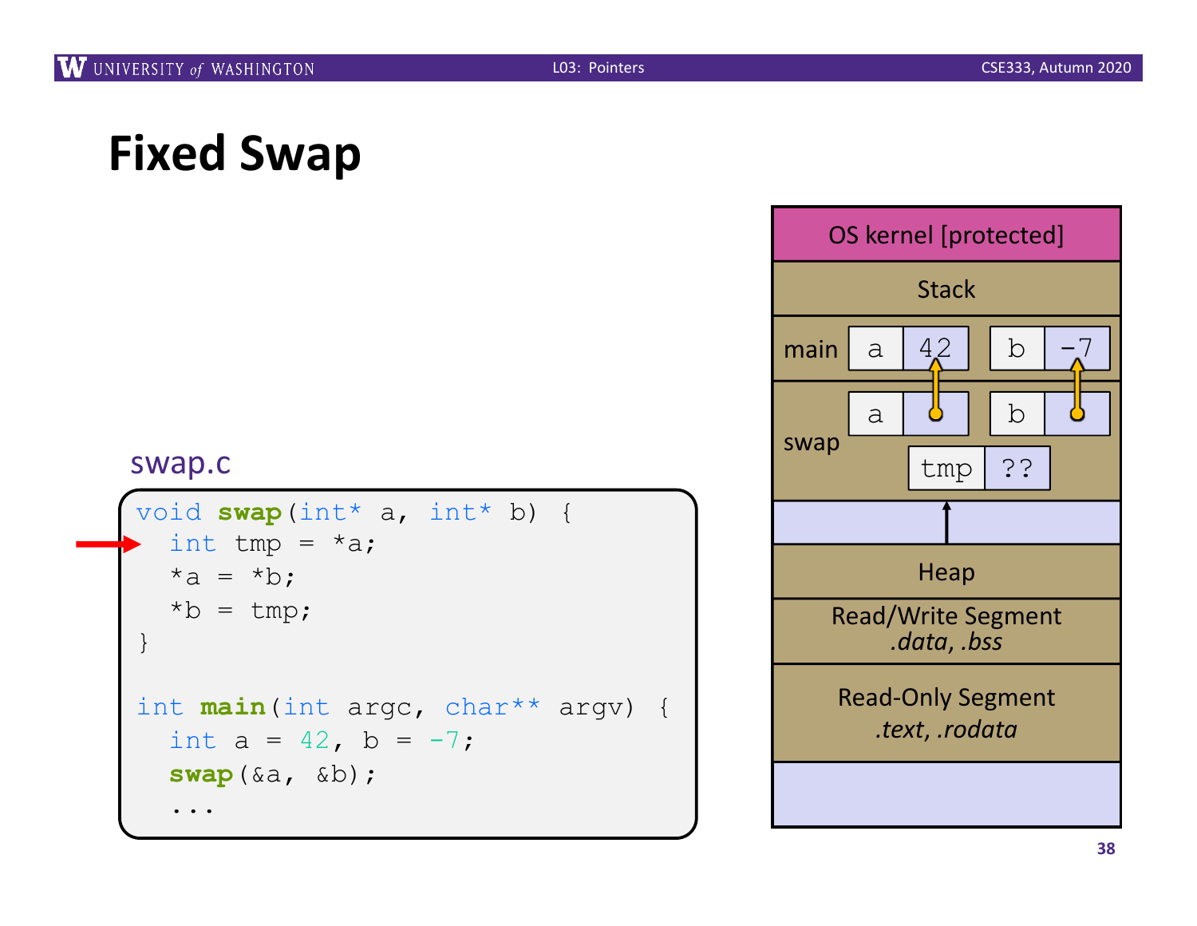# Fixed Swap

swap.c

```c
void swap(int* a, int* b) {
  int tmp = *a;
  *a = *b;
  *b = tmp;
}

int main(int argc, char** argv) {
  int a = 42, b = -7;
  swap(&a, &b);
  ...
```

| OS kernel [protected] |
|---|
| Stack |
| main: a = 42, b = -7 |
| swap: a (points to main's a), b (points to main's b), tmp = ?? |
| Heap |
| Read/Write Segment *.data, .bss* |
| Read-Only Segment *.text, .rodata* |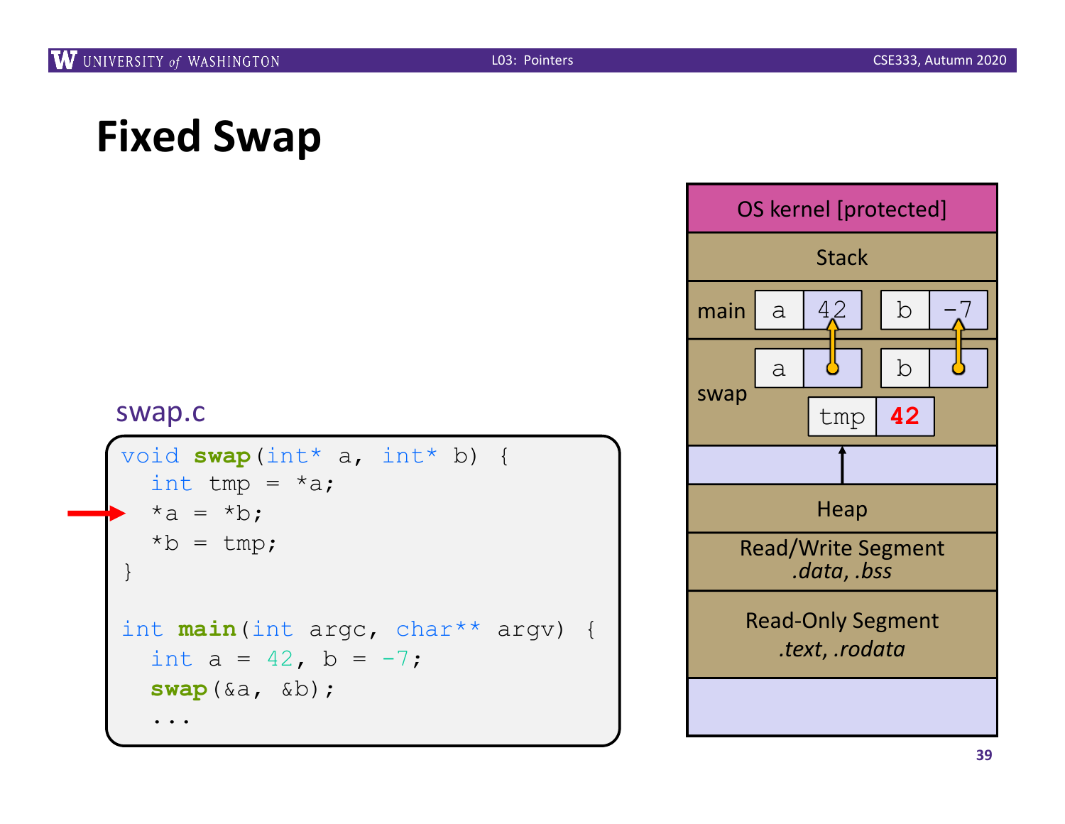# Fixed Swap

swap.c

```c
void swap(int* a, int* b) {
  int tmp = *a;
  *a = *b;
  *b = tmp;
}

int main(int argc, char** argv) {
  int a = 42, b = -7;
  swap(&a, &b);
  ...
```

OS kernel [protected]

Stack

main: a 42, b -7

swap: a, b, tmp 42

Heap

Read/Write Segment
*.data, .bss*

Read-Only Segment
*.text, .rodata*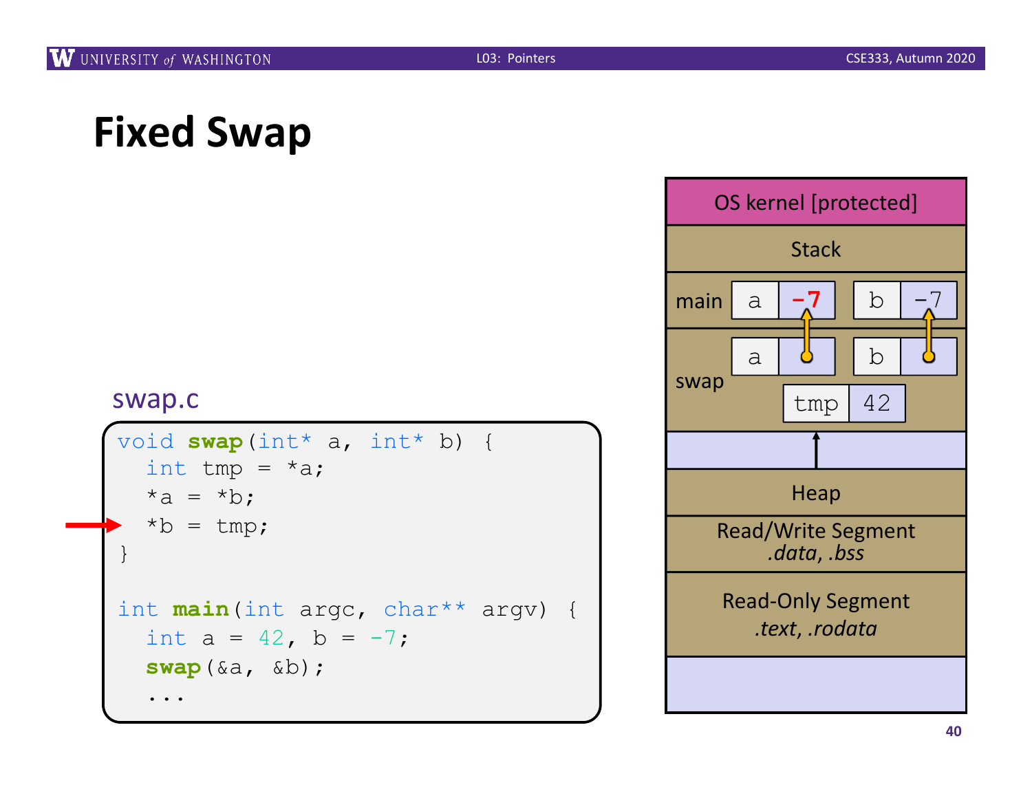# Fixed Swap

swap.c

```
void swap(int* a, int* b) {
  int tmp = *a;
  *a = *b;
  *b = tmp;
}

int main(int argc, char** argv) {
  int a = 42, b = -7;
  swap(&a, &b);
  ...
```

OS kernel [protected]

Stack

main: a = -7, b = -7

swap: a → main's a, b → main's b, tmp = 42

Heap

Read/Write Segment
*.data*, *.bss*

Read-Only Segment
*.text*, *.rodata*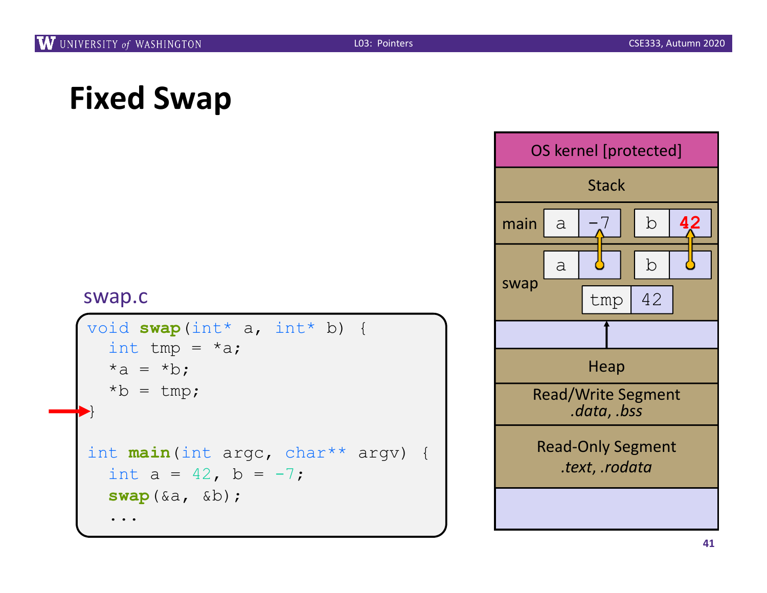# Fixed Swap

swap.c

```c
void swap(int* a, int* b) {
  int tmp = *a;
  *a = *b;
  *b = tmp;
}

int main(int argc, char** argv) {
  int a = 42, b = -7;
  swap(&a, &b);
  ...
```

| OS kernel [protected] |
|---|
| Stack |
| main: a = -7, b = 42 |
| swap: a → main's a, b → main's b, tmp = 42 |
| Heap |
| Read/Write Segment *.data, .bss* |
| Read-Only Segment *.text, .rodata* |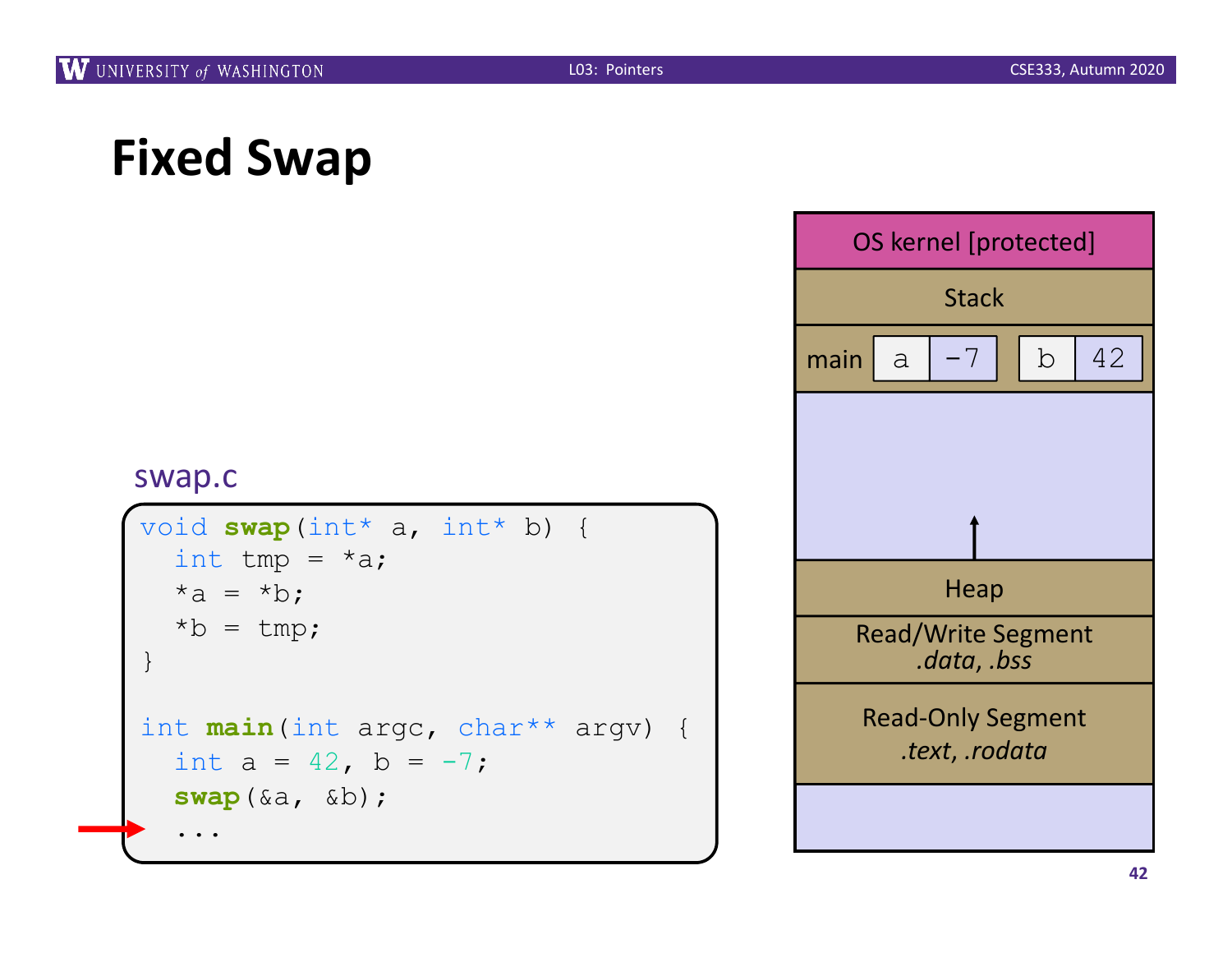# Fixed Swap

swap.c

```
void swap(int* a, int* b) {
  int tmp = *a;
  *a = *b;
  *b = tmp;
}

int main(int argc, char** argv) {
  int a = 42, b = -7;
  swap(&a, &b);
  ...
```

| OS kernel [protected] |
|---|
| Stack |
| main: a = -7, b = 42 |
| |
| Heap |
| Read/Write Segment *.data, .bss* |
| Read-Only Segment *.text, .rodata* |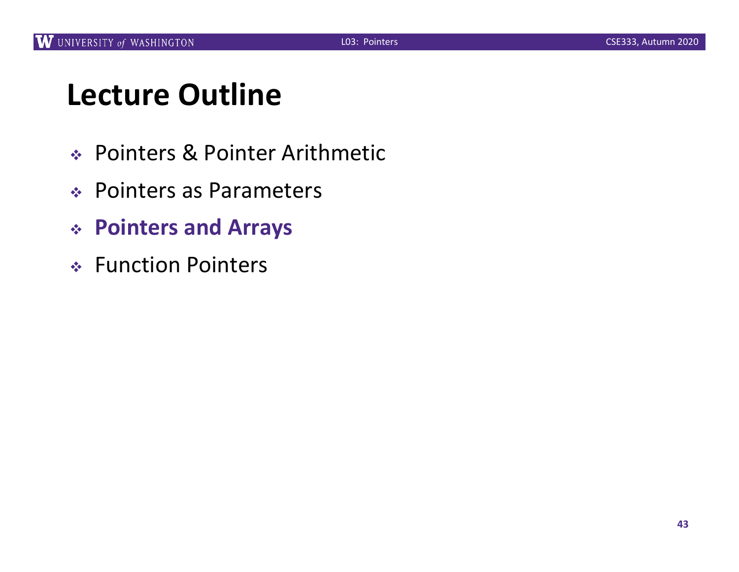# Lecture Outline

- Pointers & Pointer Arithmetic
- Pointers as Parameters
- **Pointers and Arrays**
- Function Pointers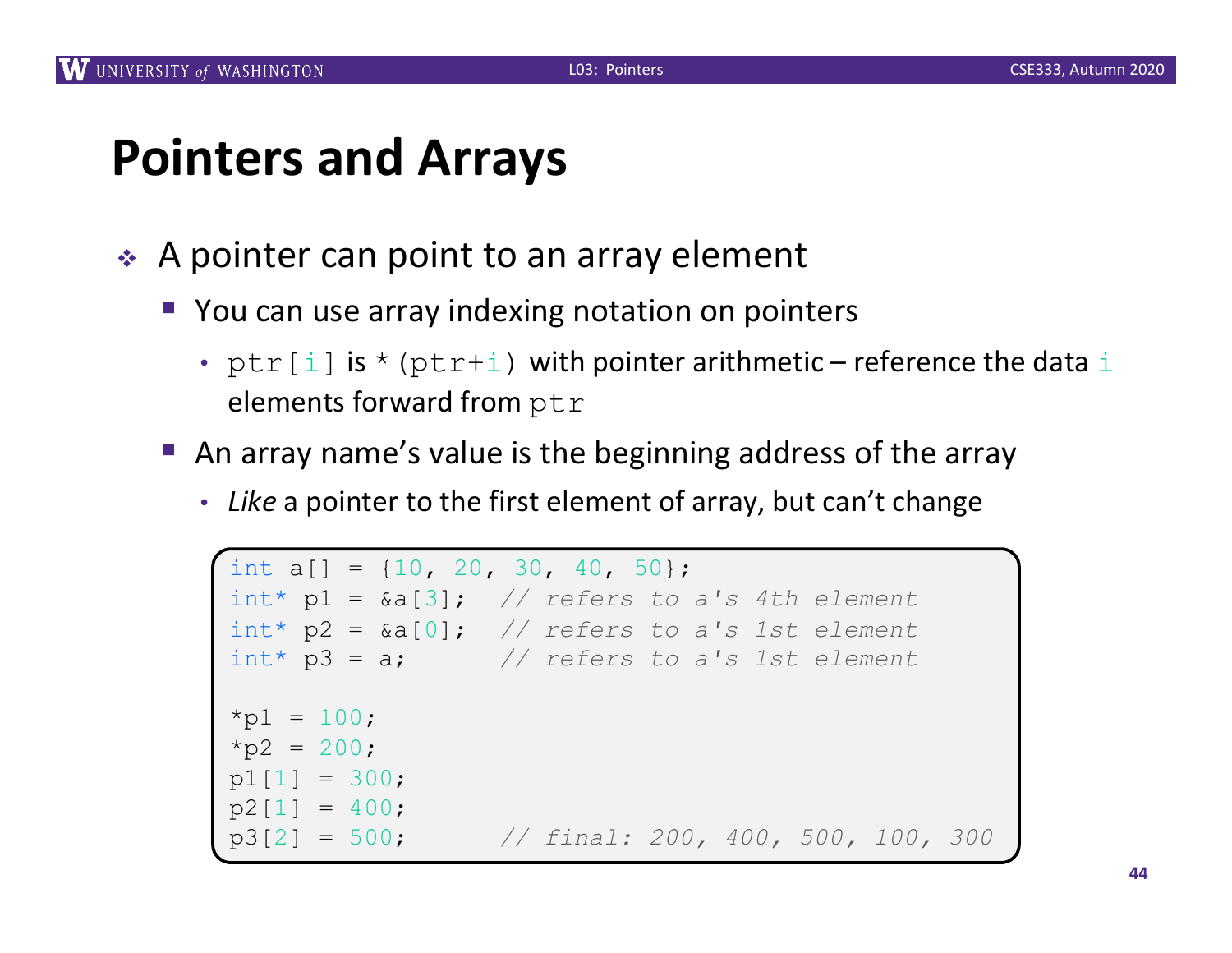# Pointers and Arrays

- A pointer can point to an array element
  - You can use array indexing notation on pointers
    - `ptr[i]` is `*(ptr+i)` with pointer arithmetic – reference the data `i` elements forward from `ptr`
  - An array name's value is the beginning address of the array
    - *Like* a pointer to the first element of array, but can't change

```
int a[] = {10, 20, 30, 40, 50};
int* p1 = &a[3];  // refers to a's 4th element
int* p2 = &a[0];  // refers to a's 1st element
int* p3 = a;      // refers to a's 1st element

*p1 = 100;
*p2 = 200;
p1[1] = 300;
p2[1] = 400;
p3[2] = 500;      // final: 200, 400, 500, 100, 300
```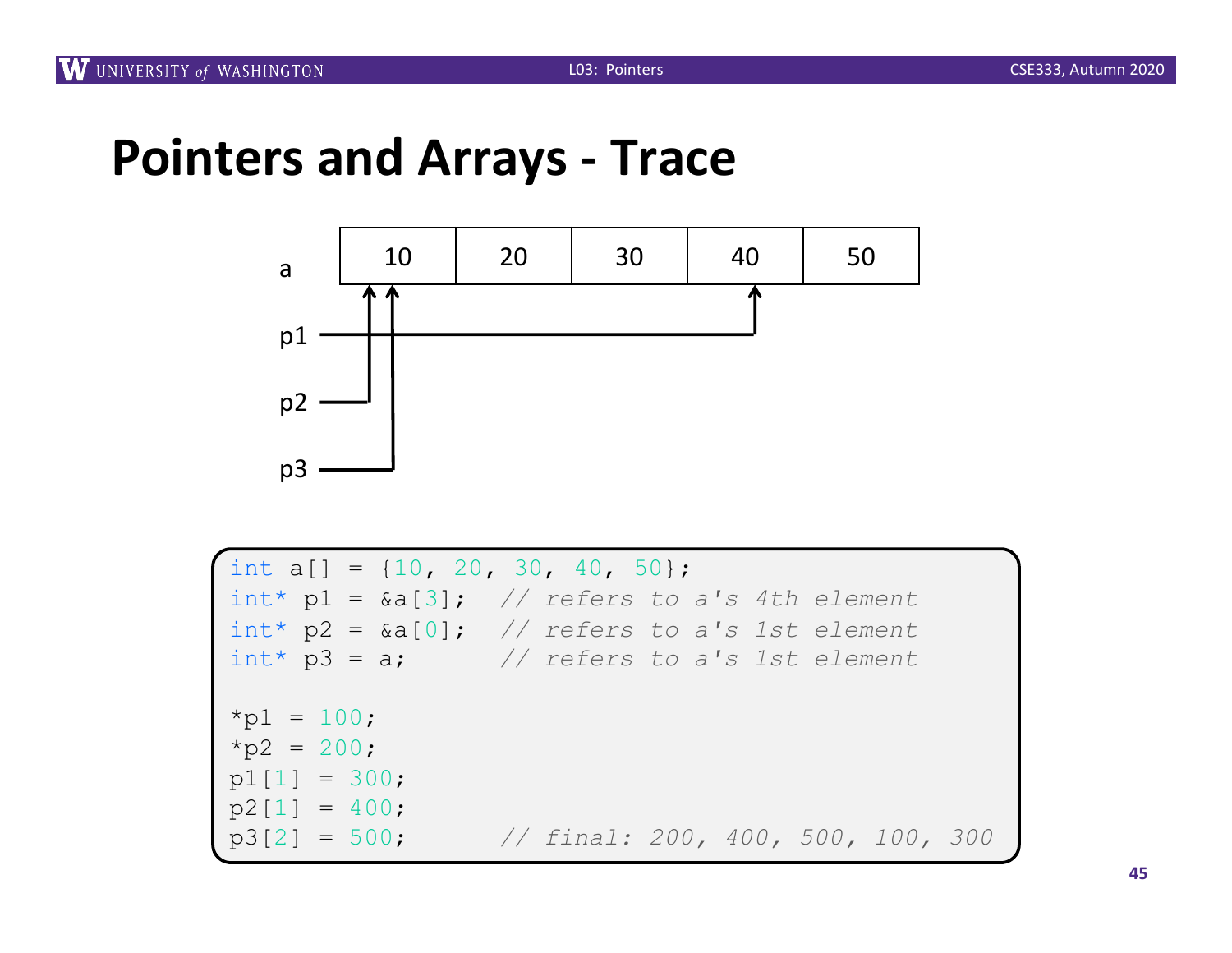# Pointers and Arrays - Trace

a: 10 | 20 | 30 | 40 | 50

p1 → 40 (a[3])

p2 → 10 (a[0])

p3 → 10 (a[0])

```c
int a[] = {10, 20, 30, 40, 50};
int* p1 = &a[3];  // refers to a's 4th element
int* p2 = &a[0];  // refers to a's 1st element
int* p3 = a;      // refers to a's 1st element

*p1 = 100;
*p2 = 200;
p1[1] = 300;
p2[1] = 400;
p3[2] = 500;      // final: 200, 400, 500, 100, 300
```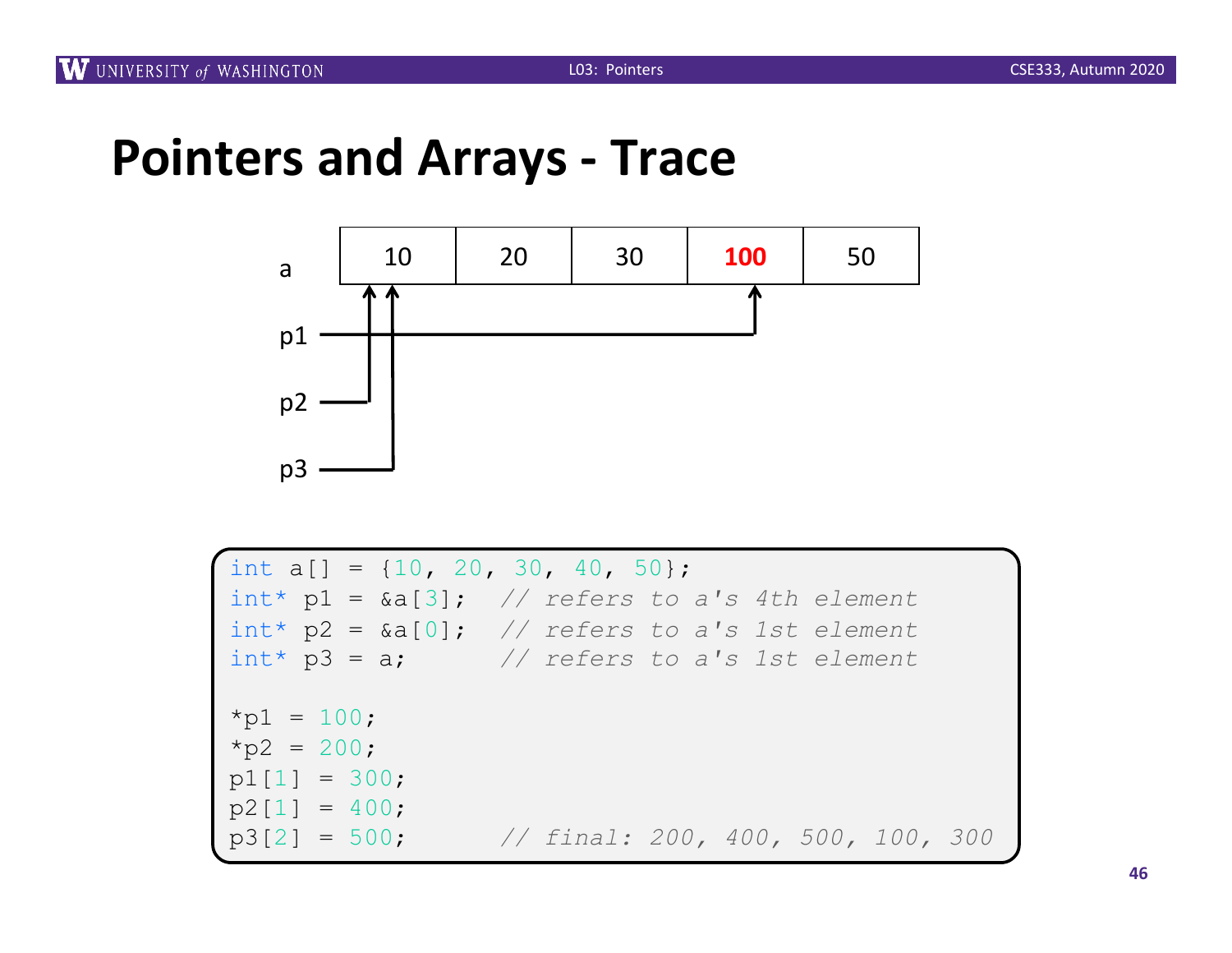# Pointers and Arrays - Trace

| a | 10 | 20 | 30 | 100 | 50 |
|---|---|---|---|---|---|

p1 → a[3]

p2 → a[0]

p3 → a[0]

```c
int a[] = {10, 20, 30, 40, 50};
int* p1 = &a[3];  // refers to a's 4th element
int* p2 = &a[0];  // refers to a's 1st element
int* p3 = a;      // refers to a's 1st element

*p1 = 100;
*p2 = 200;
p1[1] = 300;
p2[1] = 400;
p3[2] = 500;      // final: 200, 400, 500, 100, 300
```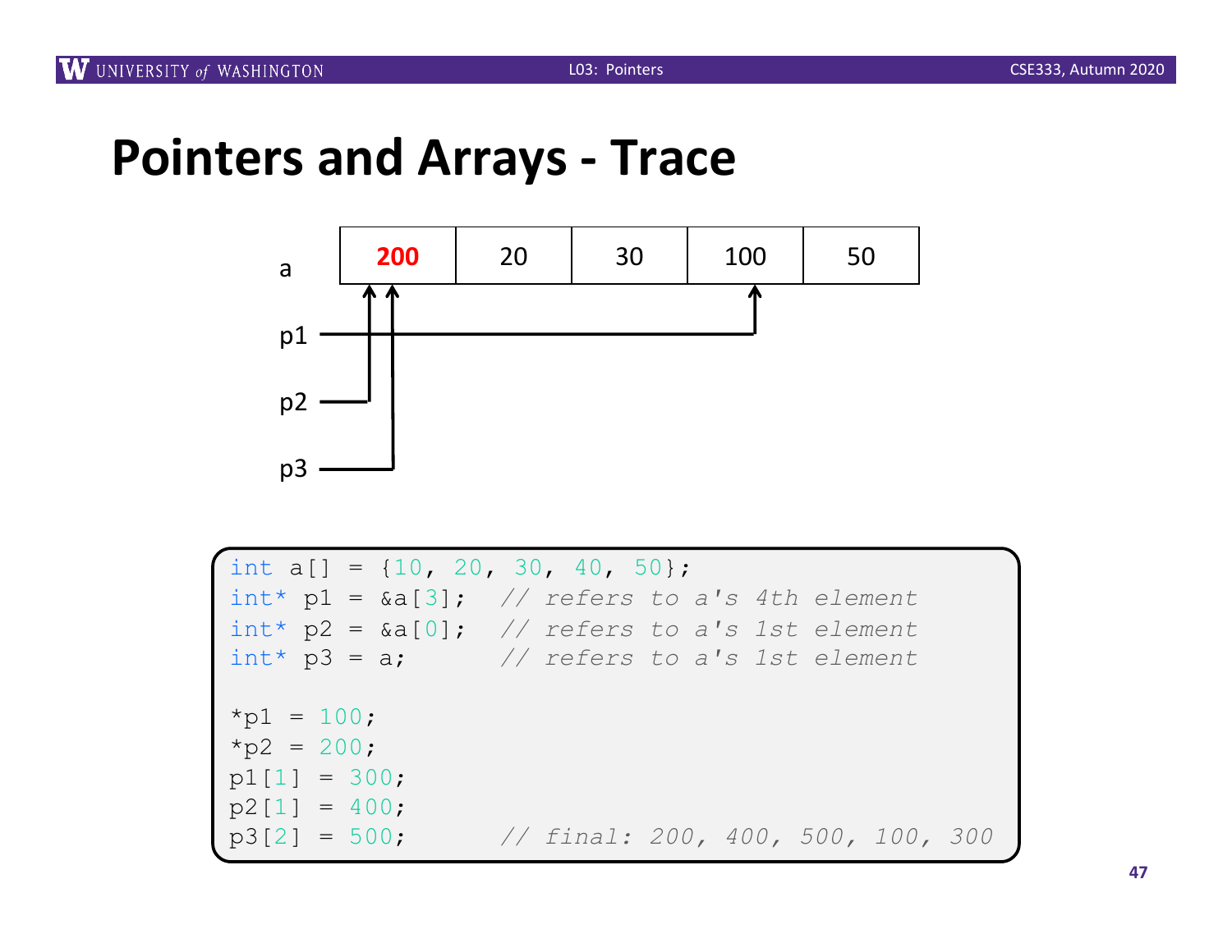# Pointers and Arrays - Trace

a

| 200 | 20 | 30 | 100 | 50 |
|---|---|---|---|---|

p1

p2

p3

```
int a[] = {10, 20, 30, 40, 50};
int* p1 = &a[3];  // refers to a's 4th element
int* p2 = &a[0];  // refers to a's 1st element
int* p3 = a;      // refers to a's 1st element

*p1 = 100;
*p2 = 200;
p1[1] = 300;
p2[1] = 400;
p3[2] = 500;      // final: 200, 400, 500, 100, 300
```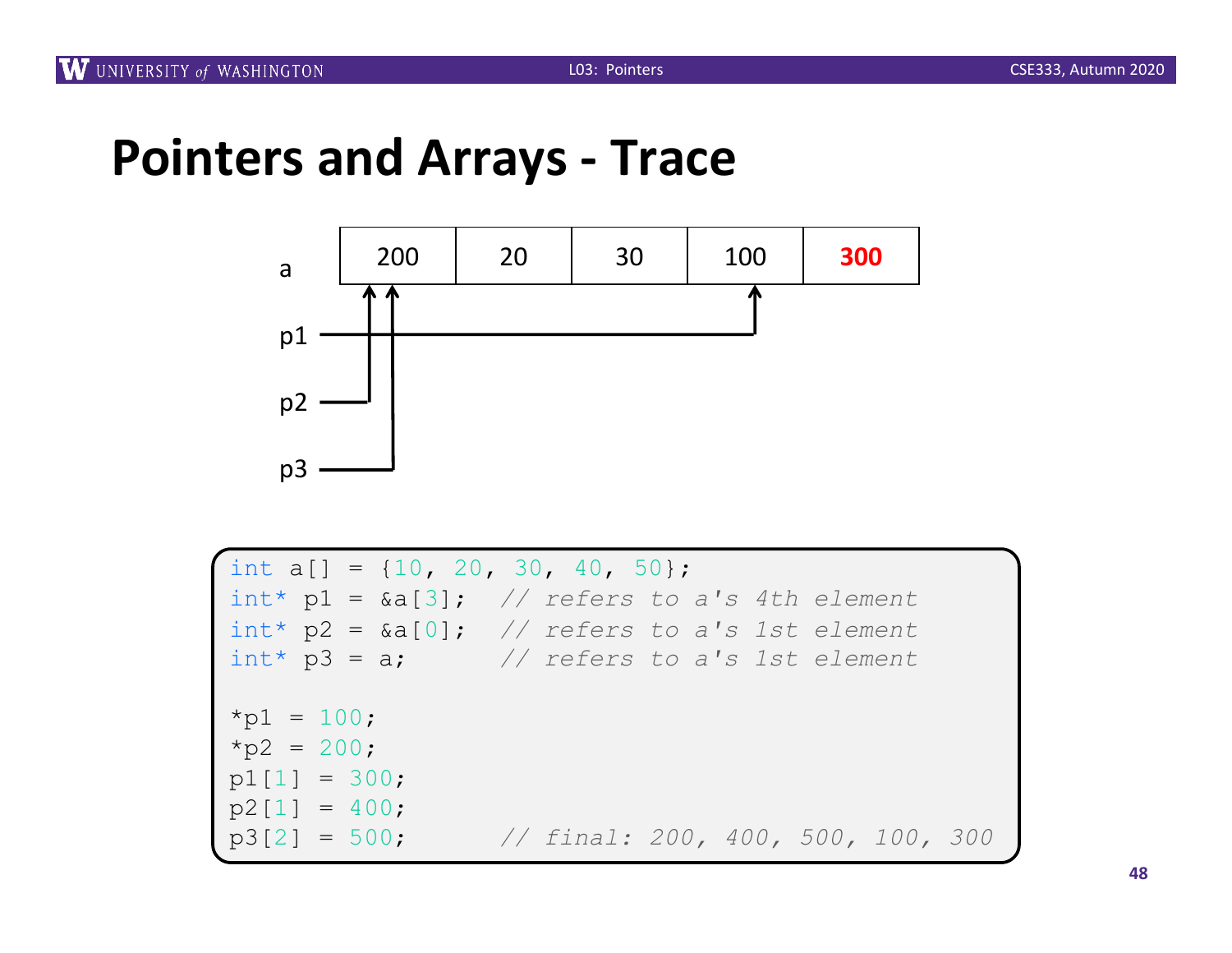# Pointers and Arrays - Trace

| a | 200 | 20 | 30 | 100 | **300** |
|---|---|---|---|---|---|

p1 → a[3] (100)

p2 → a[0] (200)

p3 → a[0] (200)

```
int a[] = {10, 20, 30, 40, 50};
int* p1 = &a[3];  // refers to a's 4th element
int* p2 = &a[0];  // refers to a's 1st element
int* p3 = a;      // refers to a's 1st element

*p1 = 100;
*p2 = 200;
p1[1] = 300;
p2[1] = 400;
p3[2] = 500;      // final: 200, 400, 500, 100, 300
```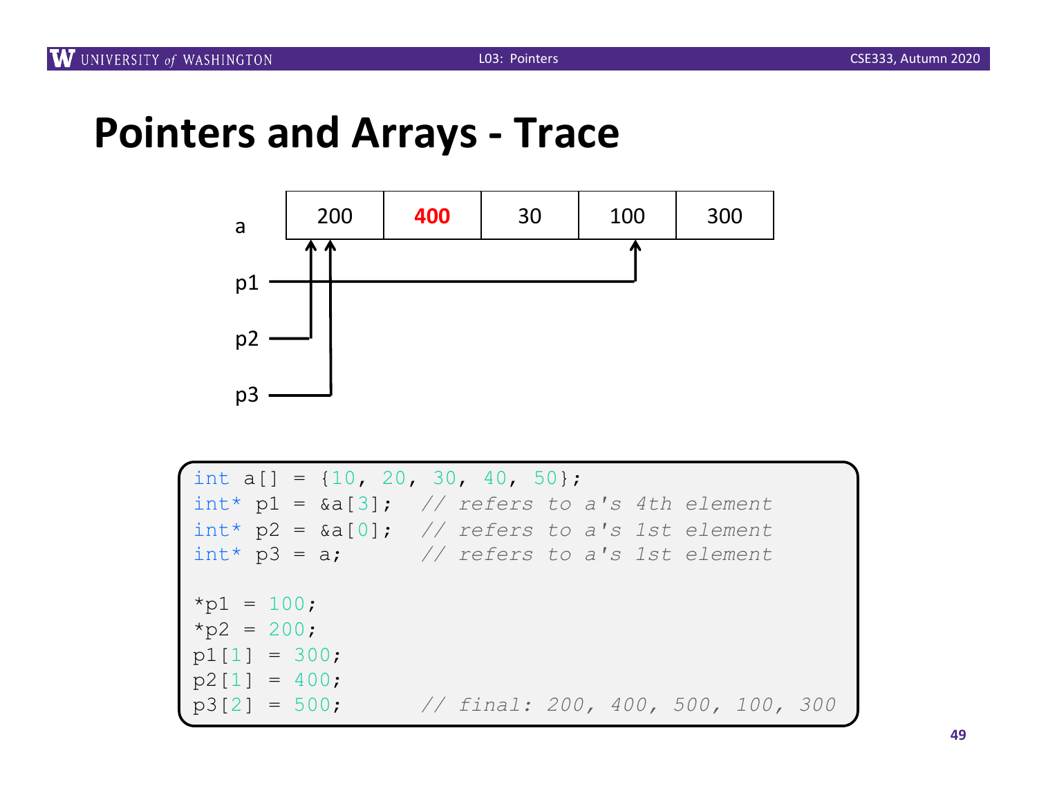# Pointers and Arrays - Trace

a: | 200 | **400** | 30 | 100 | 300 |

p1 → a[3]

p2 → a[0]

p3 → a[0]

```c
int a[] = {10, 20, 30, 40, 50};
int* p1 = &a[3];  // refers to a's 4th element
int* p2 = &a[0];  // refers to a's 1st element
int* p3 = a;      // refers to a's 1st element

*p1 = 100;
*p2 = 200;
p1[1] = 300;
p2[1] = 400;
p3[2] = 500;      // final: 200, 400, 500, 100, 300
```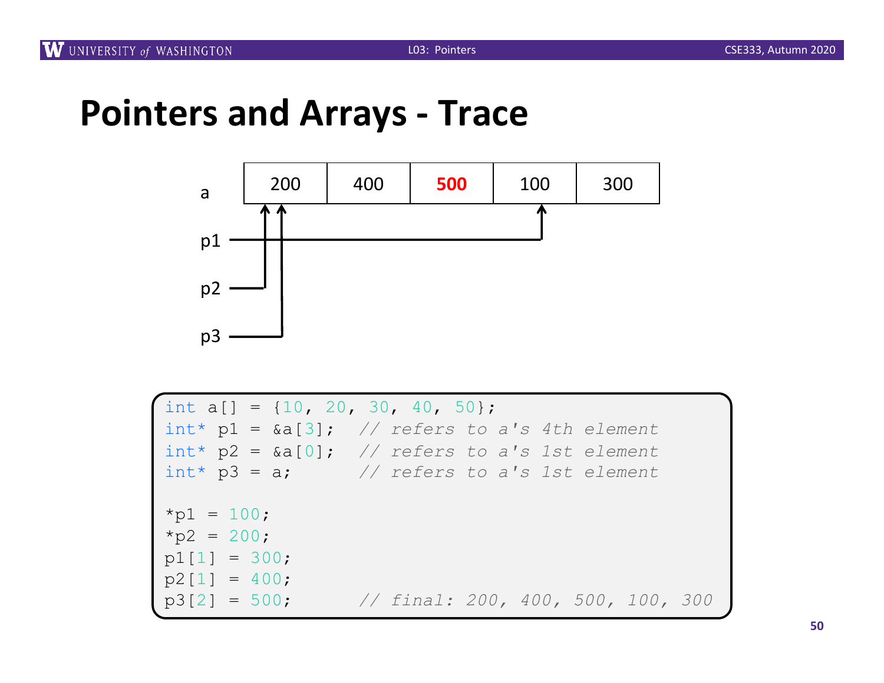# Pointers and Arrays - Trace

a: | 200 | 400 | **500** | 100 | 300 |

p1 → a[3] (100)

p2 → a[0] (200)

p3 → a[0] (200)

```c
int a[] = {10, 20, 30, 40, 50};
int* p1 = &a[3];  // refers to a's 4th element
int* p2 = &a[0];  // refers to a's 1st element
int* p3 = a;      // refers to a's 1st element

*p1 = 100;
*p2 = 200;
p1[1] = 300;
p2[1] = 400;
p3[2] = 500;      // final: 200, 400, 500, 100, 300
```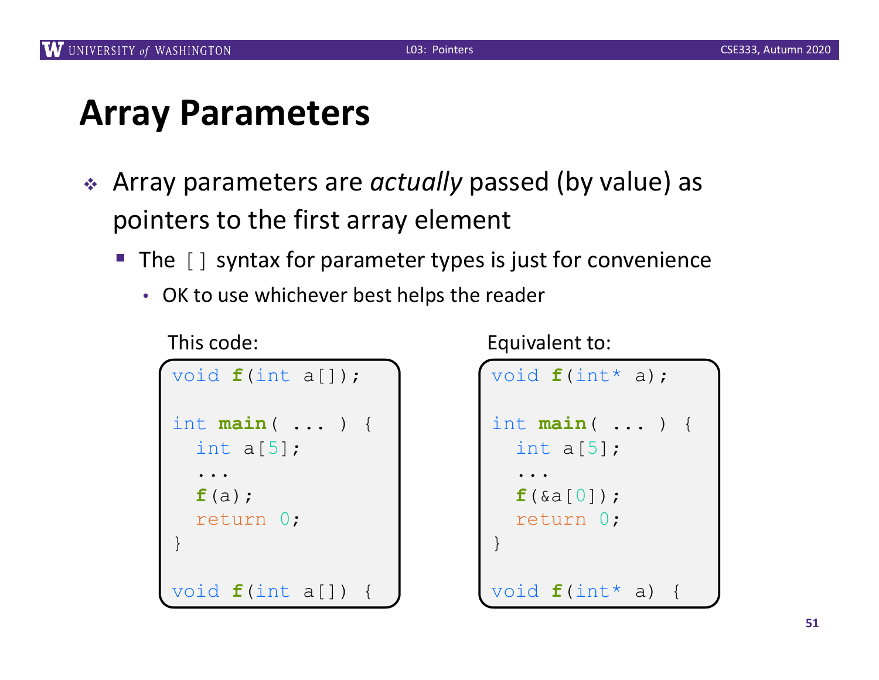# Array Parameters

- Array parameters are *actually* passed (by value) as pointers to the first array element
  - The `[]` syntax for parameter types is just for convenience
    - OK to use whichever best helps the reader

This code:

```
void f(int a[]);

int main( ... ) {
  int a[5];
  ...
  f(a);
  return 0;
}

void f(int a[]) {
```

Equivalent to:

```
void f(int* a);

int main( ... ) {
  int a[5];
  ...
  f(&a[0]);
  return 0;
}

void f(int* a) {
```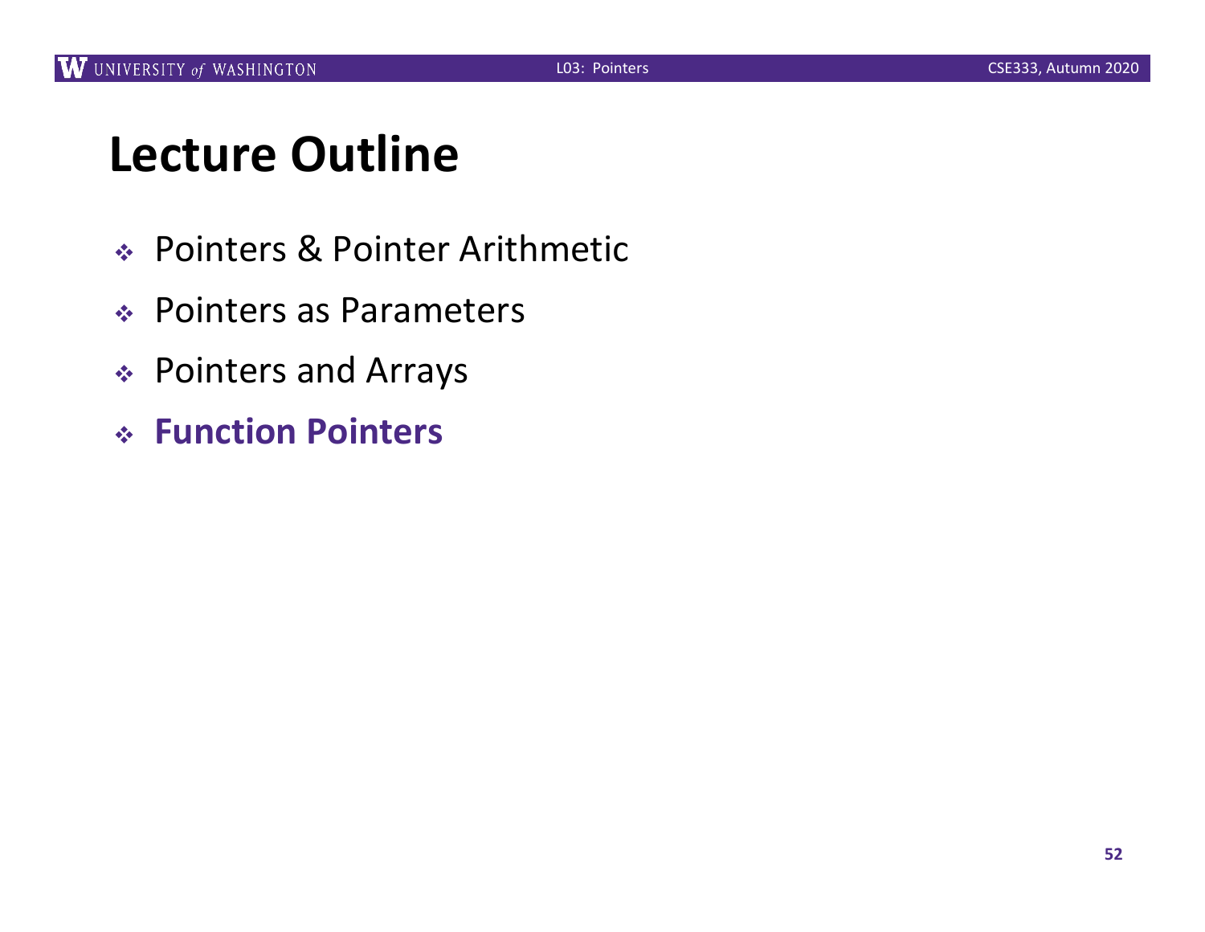# Lecture Outline

- Pointers & Pointer Arithmetic
- Pointers as Parameters
- Pointers and Arrays
- **Function Pointers**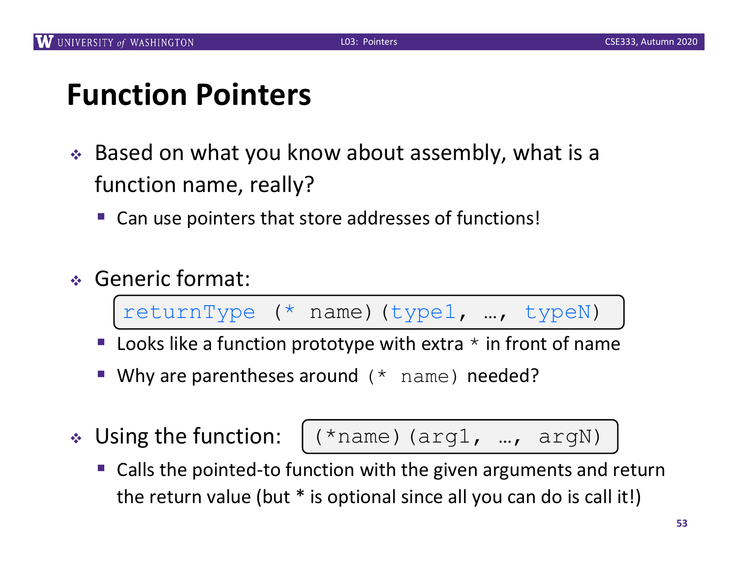# Function Pointers

- Based on what you know about assembly, what is a function name, really?
  - Can use pointers that store addresses of functions!

- Generic format:

```
returnType (* name)(type1, …, typeN)
```

  - Looks like a function prototype with extra `*` in front of name
  - Why are parentheses around `(* name)` needed?

- Using the function:

```
(*name)(arg1, …, argN)
```

  - Calls the pointed-to function with the given arguments and return the return value (but * is optional since all you can do is call it!)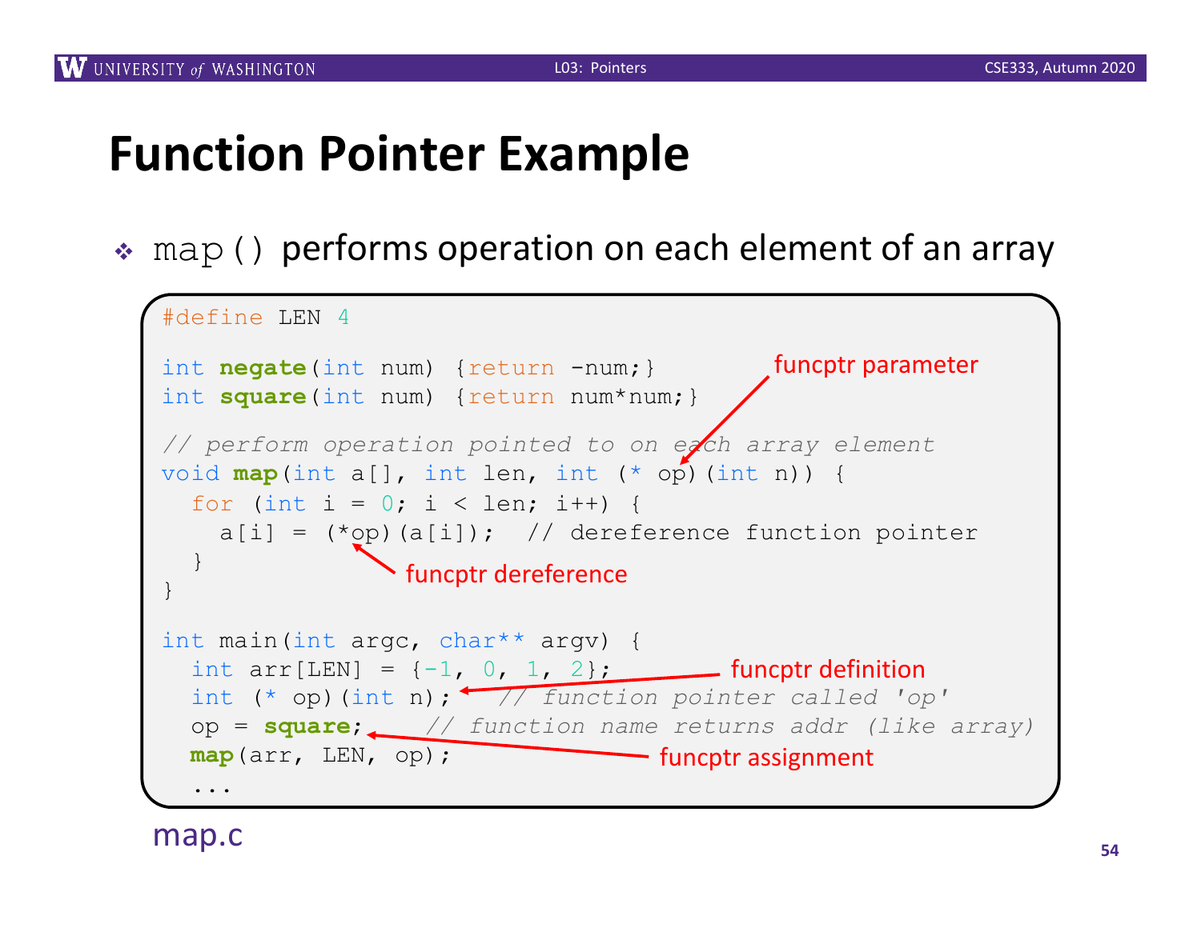# Function Pointer Example

- `map()` performs operation on each element of an array

```c
#define LEN 4

int negate(int num) {return -num;}
int square(int num) {return num*num;}

// perform operation pointed to on each array element
void map(int a[], int len, int (* op)(int n)) {
  for (int i = 0; i < len; i++) {
    a[i] = (*op)(a[i]);  // dereference function pointer
  }
}

int main(int argc, char** argv) {
  int arr[LEN] = {-1, 0, 1, 2};
  int (* op)(int n);   // function pointer called 'op'
  op = square;    // function name returns addr (like array)
  map(arr, LEN, op);
  ...
```

Annotations:
- funcptr parameter (points to `int (* op)(int n)` in `map` signature)
- funcptr dereference (points to `(*op)(a[i])`)
- funcptr definition (points to `int (* op)(int n);` in `main`)
- funcptr assignment (points to `op = square;`)

map.c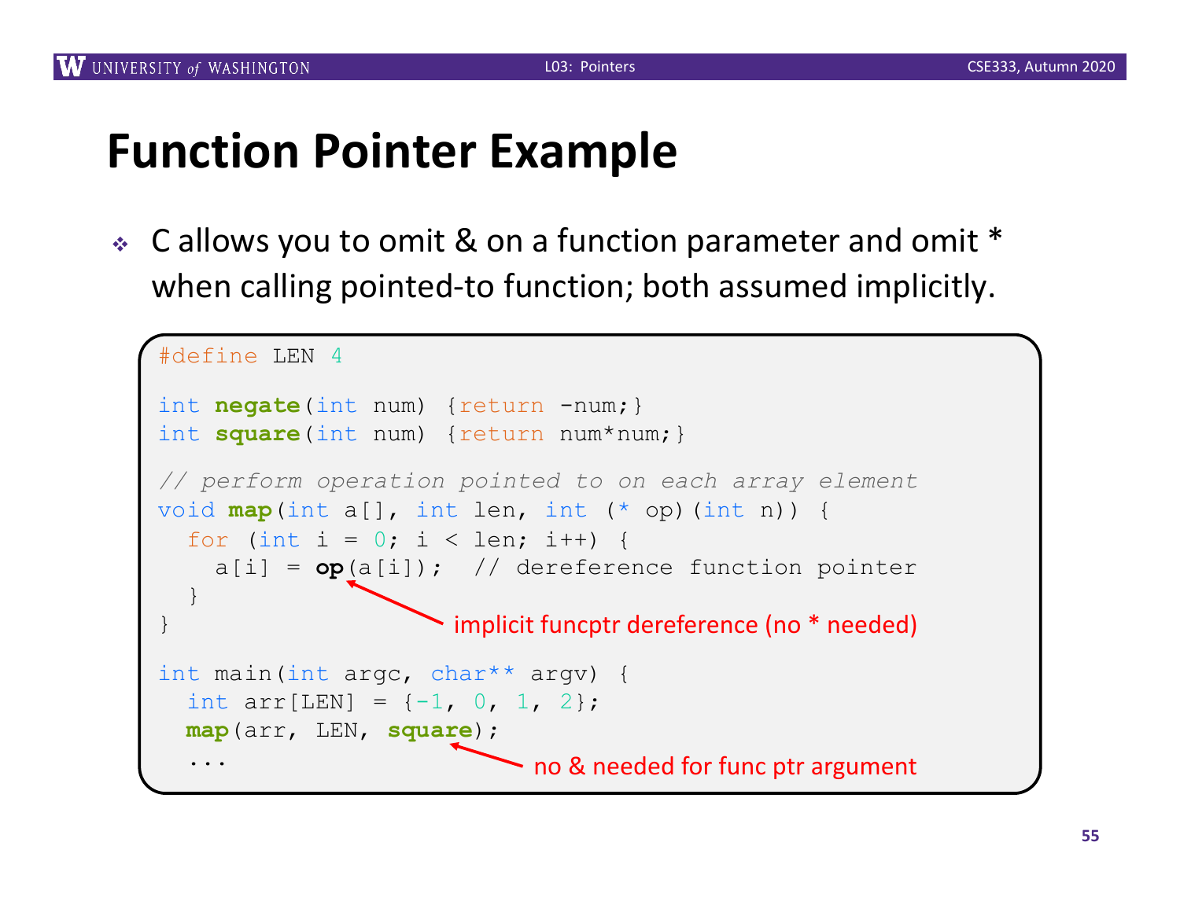# Function Pointer Example

- C allows you to omit & on a function parameter and omit * when calling pointed-to function; both assumed implicitly.

```
#define LEN 4

int negate(int num) {return -num;}
int square(int num) {return num*num;}

// perform operation pointed to on each array element
void map(int a[], int len, int (* op)(int n)) {
  for (int i = 0; i < len; i++) {
    a[i] = op(a[i]);  // dereference function pointer
  }
}

int main(int argc, char** argv) {
  int arr[LEN] = {-1, 0, 1, 2};
  map(arr, LEN, square);
  ...
```

implicit funcptr dereference (no * needed)

no & needed for func ptr argument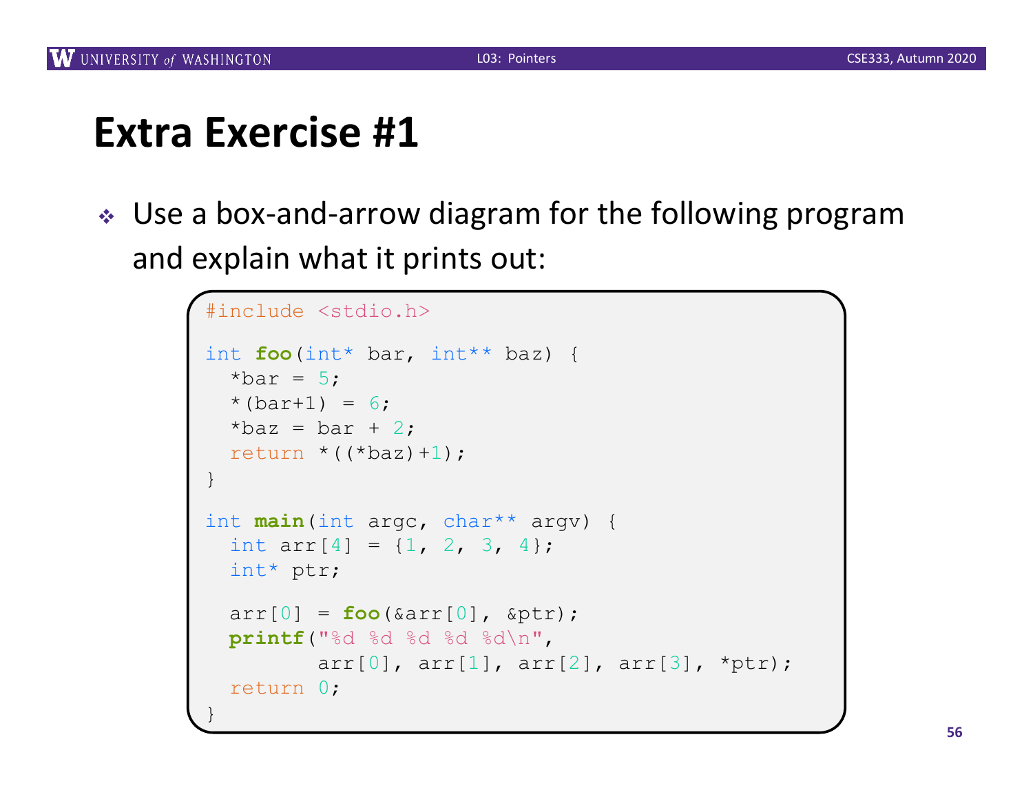# Extra Exercise #1

- Use a box-and-arrow diagram for the following program and explain what it prints out:

```
#include <stdio.h>

int foo(int* bar, int** baz) {
  *bar = 5;
  *(bar+1) = 6;
  *baz = bar + 2;
  return *((*baz)+1);
}

int main(int argc, char** argv) {
  int arr[4] = {1, 2, 3, 4};
  int* ptr;

  arr[0] = foo(&arr[0], &ptr);
  printf("%d %d %d %d %d\n",
         arr[0], arr[1], arr[2], arr[3], *ptr);
  return 0;
}
```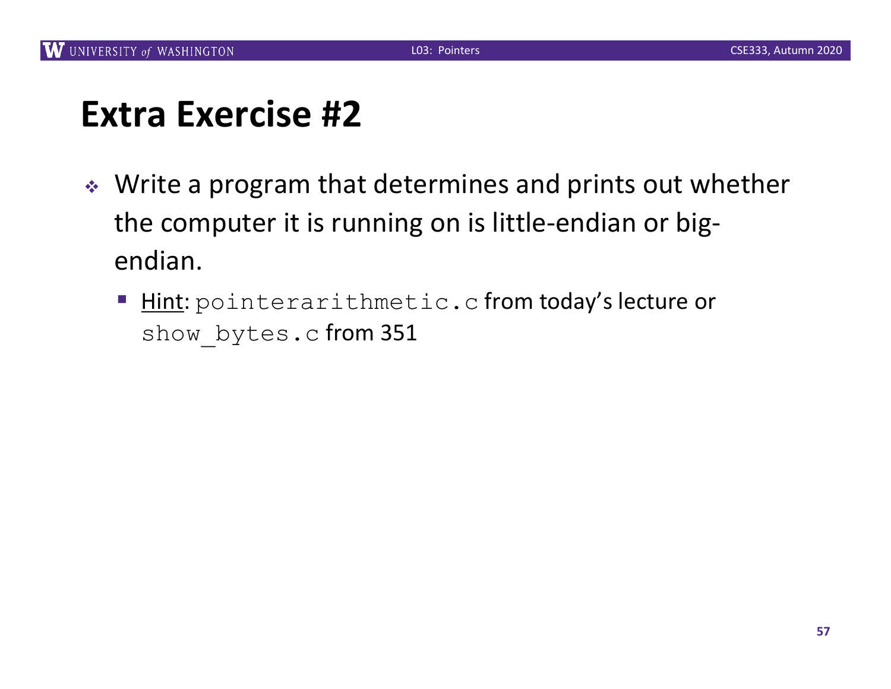# Extra Exercise #2

- Write a program that determines and prints out whether the computer it is running on is little-endian or big-endian.
  - Hint: `pointerarithmetic.c` from today's lecture or `show_bytes.c` from 351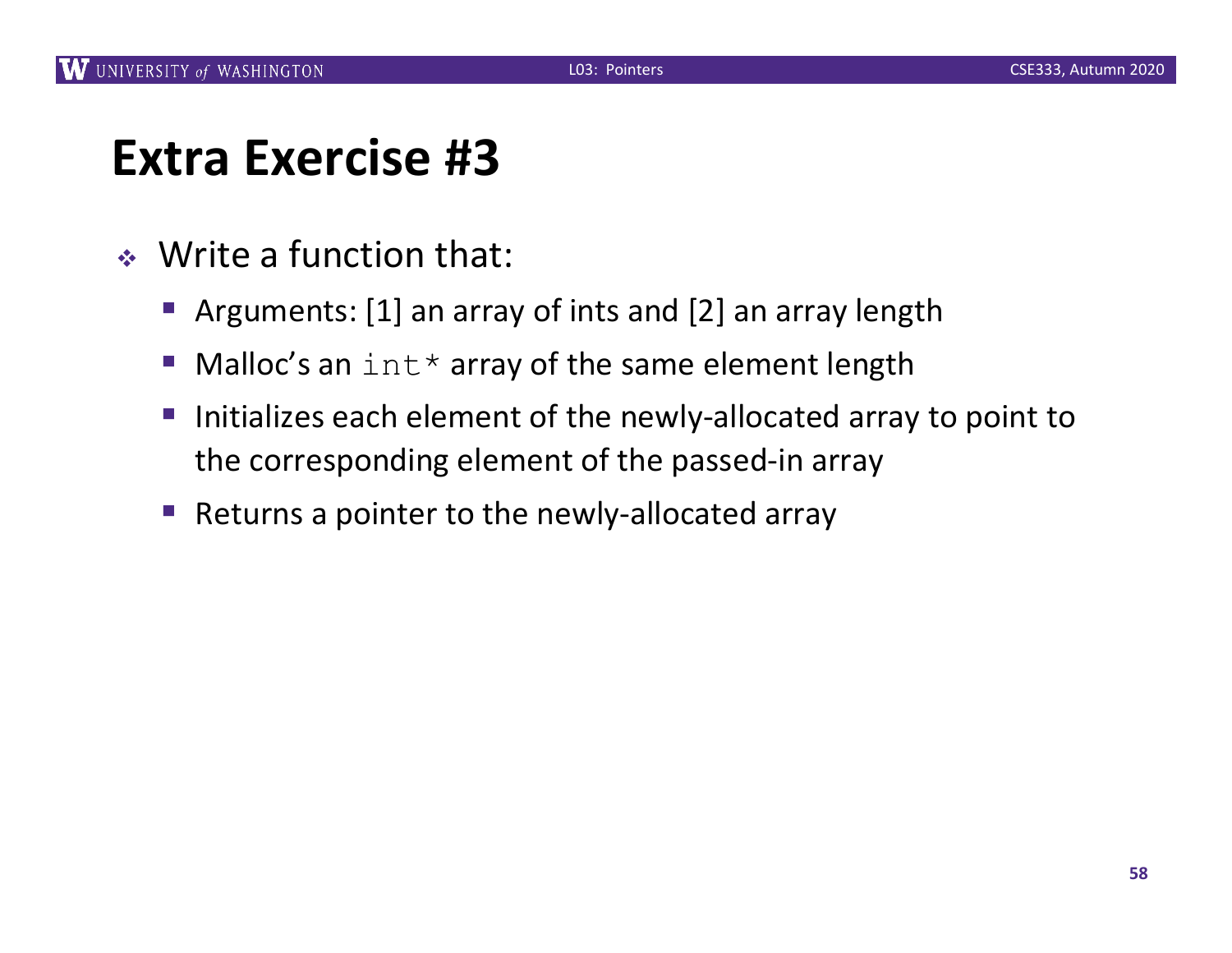# Extra Exercise #3

- Write a function that:
  - Arguments: [1] an array of ints and [2] an array length
  - Malloc's an `int*` array of the same element length
  - Initializes each element of the newly-allocated array to point to the corresponding element of the passed-in array
  - Returns a pointer to the newly-allocated array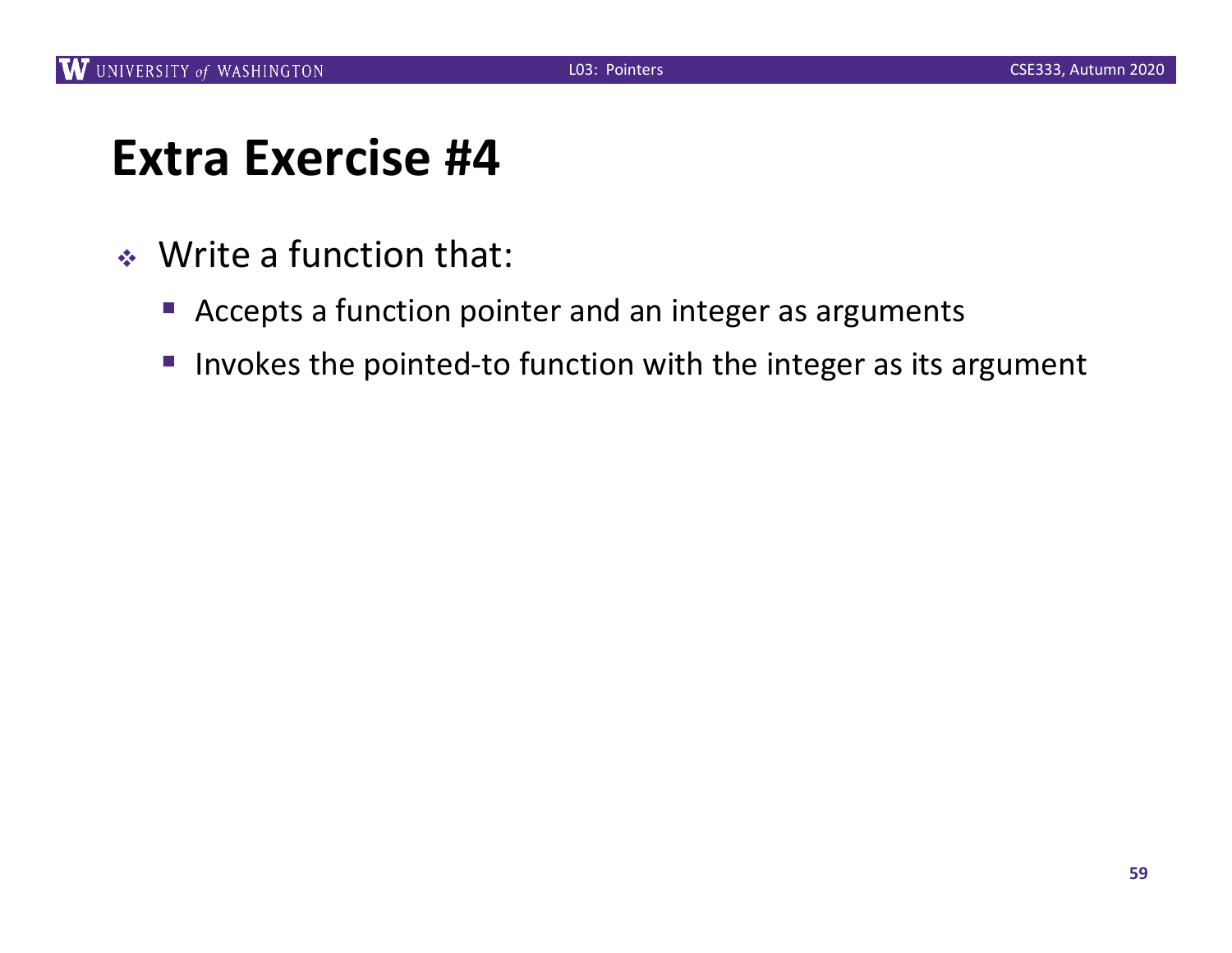# Extra Exercise #4

- Write a function that:
  - Accepts a function pointer and an integer as arguments
  - Invokes the pointed-to function with the integer as its argument